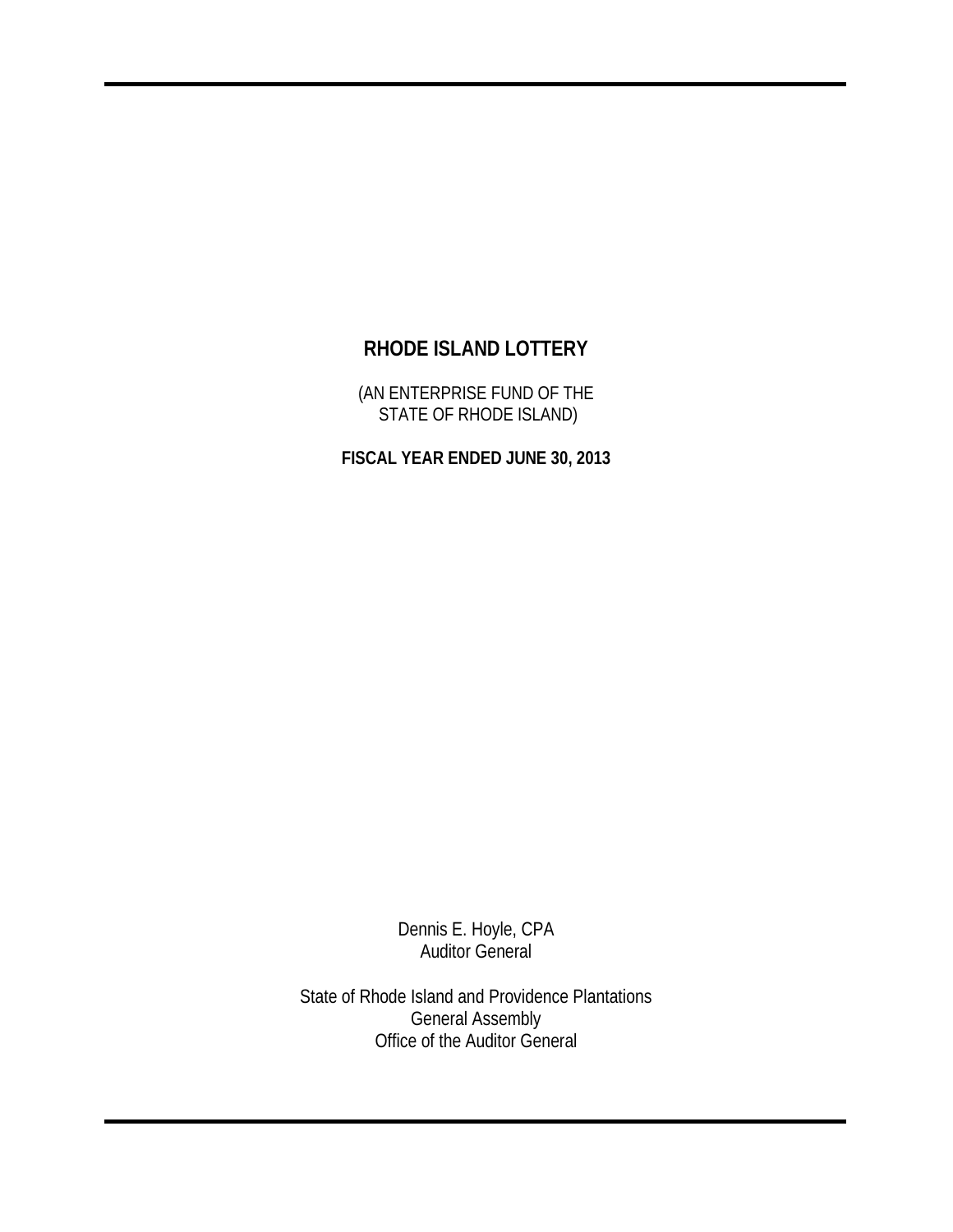# RHODE ISLAND LOTTERY

(AN ENTERPRISE FUND OF THE
STATE OF RHODE ISLAND)

**FISCAL YEAR ENDED JUNE 30, 2013**

Dennis E. Hoyle, CPA
Auditor General

State of Rhode Island and Providence Plantations
General Assembly
Office of the Auditor General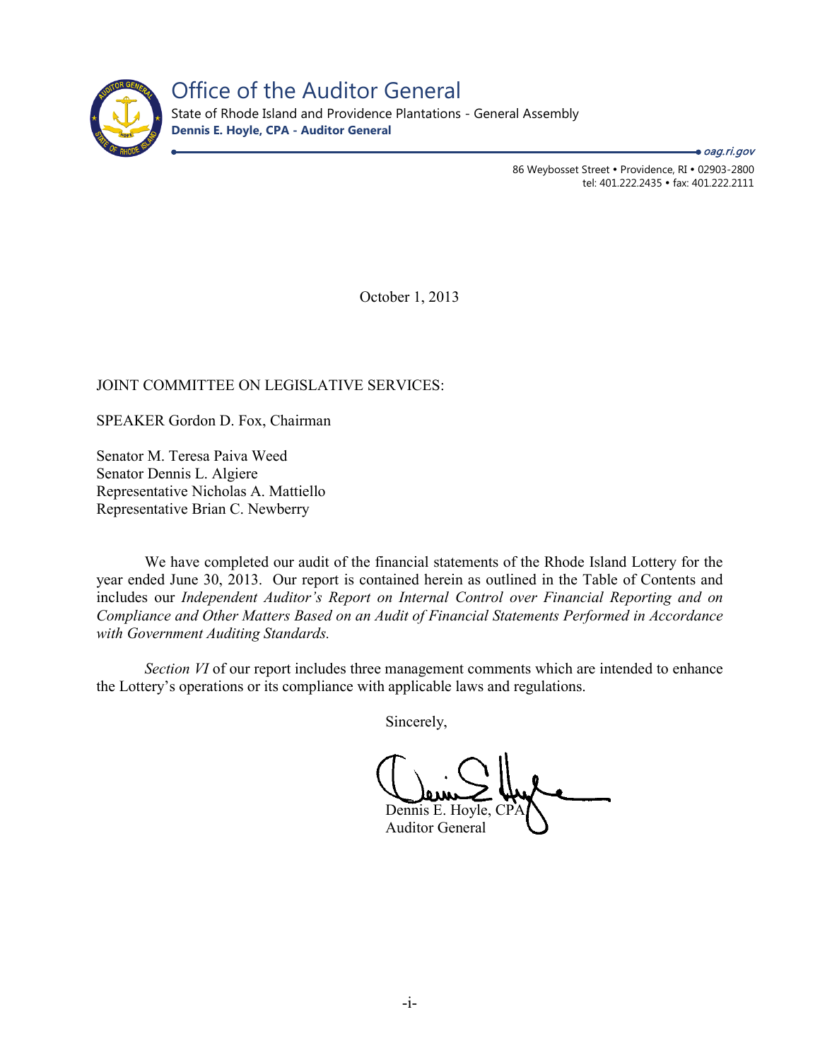# Office of the Auditor General

State of Rhode Island and Providence Plantations - General Assembly

**Dennis E. Hoyle, CPA - Auditor General**

*oag.ri.gov*

86 Weybosset Street • Providence, RI • 02903-2800
tel: 401.222.2435 • fax: 401.222.2111

October 1, 2013

JOINT COMMITTEE ON LEGISLATIVE SERVICES:

SPEAKER Gordon D. Fox, Chairman

Senator M. Teresa Paiva Weed
Senator Dennis L. Algiere
Representative Nicholas A. Mattiello
Representative Brian C. Newberry

We have completed our audit of the financial statements of the Rhode Island Lottery for the year ended June 30, 2013. Our report is contained herein as outlined in the Table of Contents and includes our *Independent Auditor's Report on Internal Control over Financial Reporting and on Compliance and Other Matters Based on an Audit of Financial Statements Performed in Accordance with Government Auditing Standards.*

*Section VI* of our report includes three management comments which are intended to enhance the Lottery's operations or its compliance with applicable laws and regulations.

Sincerely,

Dennis E. Hoyle, CPA
Auditor General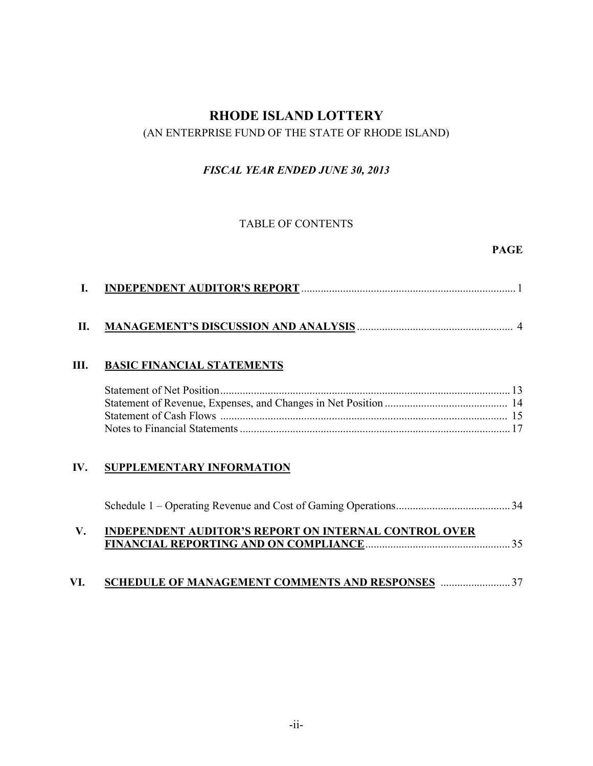# RHODE ISLAND LOTTERY

(AN ENTERPRISE FUND OF THE STATE OF RHODE ISLAND)

***FISCAL YEAR ENDED JUNE 30, 2013***

TABLE OF CONTENTS

| | | **PAGE** |
|---|---|---|
| **I.** | **INDEPENDENT AUDITOR'S REPORT** | 1 |
| **II.** | **MANAGEMENT'S DISCUSSION AND ANALYSIS** | 4 |
| **III.** | **BASIC FINANCIAL STATEMENTS** | |
| | Statement of Net Position | 13 |
| | Statement of Revenue, Expenses, and Changes in Net Position | 14 |
| | Statement of Cash Flows | 15 |
| | Notes to Financial Statements | 17 |
| **IV.** | **SUPPLEMENTARY INFORMATION** | |
| | Schedule 1 – Operating Revenue and Cost of Gaming Operations | 34 |
| **V.** | **INDEPENDENT AUDITOR'S REPORT ON INTERNAL CONTROL OVER FINANCIAL REPORTING AND ON COMPLIANCE** | 35 |
| **VI.** | **SCHEDULE OF MANAGEMENT COMMENTS AND RESPONSES** | 37 |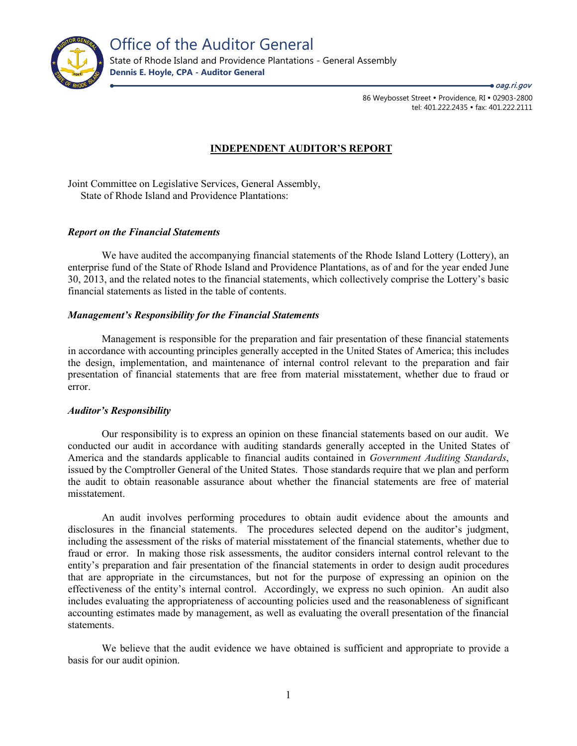# Office of the Auditor General

State of Rhode Island and Providence Plantations - General Assembly

**Dennis E. Hoyle, CPA - Auditor General**

*oag.ri.gov*

86 Weybosset Street • Providence, RI • 02903-2800
tel: 401.222.2435 • fax: 401.222.2111

## INDEPENDENT AUDITOR'S REPORT

Joint Committee on Legislative Services, General Assembly,
State of Rhode Island and Providence Plantations:

### *Report on the Financial Statements*

We have audited the accompanying financial statements of the Rhode Island Lottery (Lottery), an enterprise fund of the State of Rhode Island and Providence Plantations, as of and for the year ended June 30, 2013, and the related notes to the financial statements, which collectively comprise the Lottery's basic financial statements as listed in the table of contents.

### *Management's Responsibility for the Financial Statements*

Management is responsible for the preparation and fair presentation of these financial statements in accordance with accounting principles generally accepted in the United States of America; this includes the design, implementation, and maintenance of internal control relevant to the preparation and fair presentation of financial statements that are free from material misstatement, whether due to fraud or error.

### *Auditor's Responsibility*

Our responsibility is to express an opinion on these financial statements based on our audit. We conducted our audit in accordance with auditing standards generally accepted in the United States of America and the standards applicable to financial audits contained in *Government Auditing Standards*, issued by the Comptroller General of the United States. Those standards require that we plan and perform the audit to obtain reasonable assurance about whether the financial statements are free of material misstatement.

An audit involves performing procedures to obtain audit evidence about the amounts and disclosures in the financial statements. The procedures selected depend on the auditor's judgment, including the assessment of the risks of material misstatement of the financial statements, whether due to fraud or error. In making those risk assessments, the auditor considers internal control relevant to the entity's preparation and fair presentation of the financial statements in order to design audit procedures that are appropriate in the circumstances, but not for the purpose of expressing an opinion on the effectiveness of the entity's internal control. Accordingly, we express no such opinion. An audit also includes evaluating the appropriateness of accounting policies used and the reasonableness of significant accounting estimates made by management, as well as evaluating the overall presentation of the financial statements.

We believe that the audit evidence we have obtained is sufficient and appropriate to provide a basis for our audit opinion.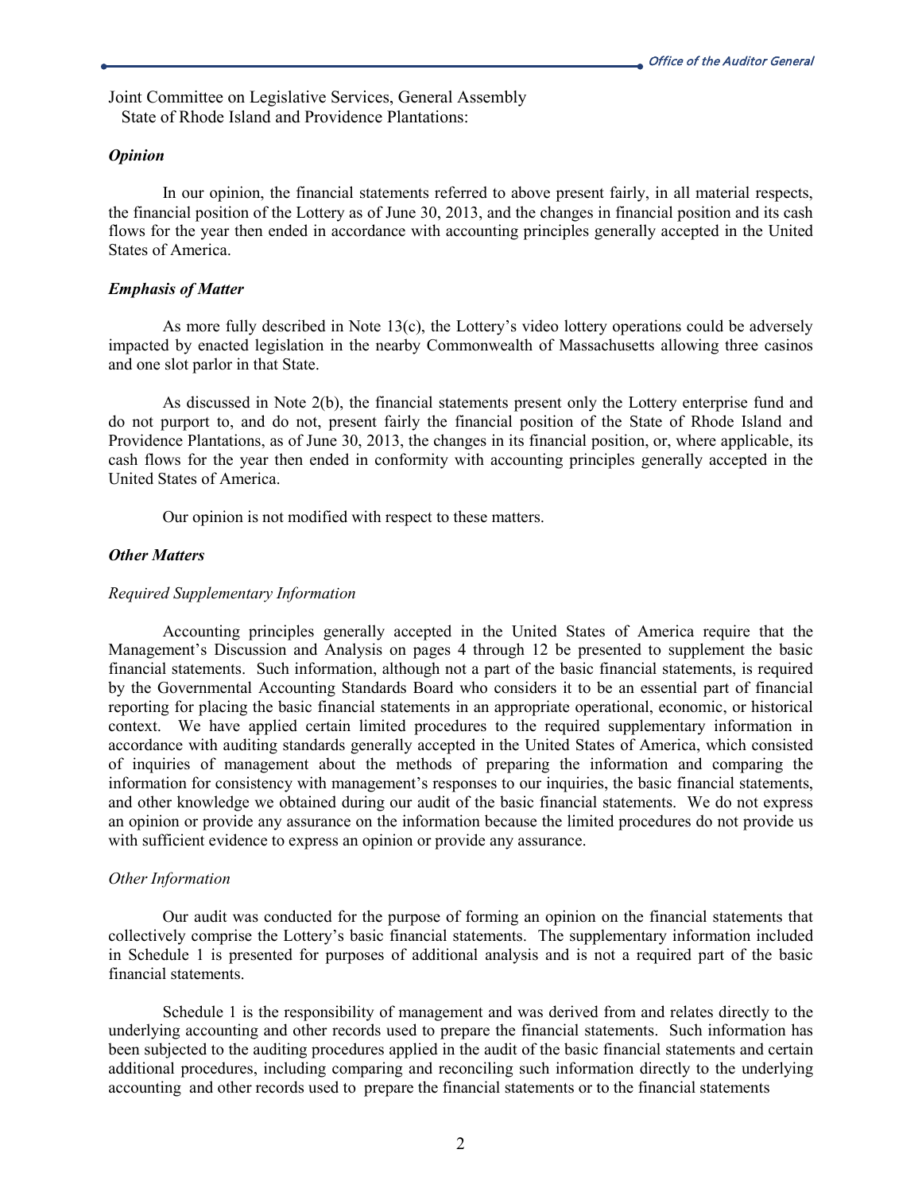Joint Committee on Legislative Services, General Assembly
State of Rhode Island and Providence Plantations:

***Opinion***

In our opinion, the financial statements referred to above present fairly, in all material respects, the financial position of the Lottery as of June 30, 2013, and the changes in financial position and its cash flows for the year then ended in accordance with accounting principles generally accepted in the United States of America.

***Emphasis of Matter***

As more fully described in Note 13(c), the Lottery's video lottery operations could be adversely impacted by enacted legislation in the nearby Commonwealth of Massachusetts allowing three casinos and one slot parlor in that State.

As discussed in Note 2(b), the financial statements present only the Lottery enterprise fund and do not purport to, and do not, present fairly the financial position of the State of Rhode Island and Providence Plantations, as of June 30, 2013, the changes in its financial position, or, where applicable, its cash flows for the year then ended in conformity with accounting principles generally accepted in the United States of America.

Our opinion is not modified with respect to these matters.

***Other Matters***

*Required Supplementary Information*

Accounting principles generally accepted in the United States of America require that the Management's Discussion and Analysis on pages 4 through 12 be presented to supplement the basic financial statements. Such information, although not a part of the basic financial statements, is required by the Governmental Accounting Standards Board who considers it to be an essential part of financial reporting for placing the basic financial statements in an appropriate operational, economic, or historical context. We have applied certain limited procedures to the required supplementary information in accordance with auditing standards generally accepted in the United States of America, which consisted of inquiries of management about the methods of preparing the information and comparing the information for consistency with management's responses to our inquiries, the basic financial statements, and other knowledge we obtained during our audit of the basic financial statements. We do not express an opinion or provide any assurance on the information because the limited procedures do not provide us with sufficient evidence to express an opinion or provide any assurance.

*Other Information*

Our audit was conducted for the purpose of forming an opinion on the financial statements that collectively comprise the Lottery's basic financial statements. The supplementary information included in Schedule 1 is presented for purposes of additional analysis and is not a required part of the basic financial statements.

Schedule 1 is the responsibility of management and was derived from and relates directly to the underlying accounting and other records used to prepare the financial statements. Such information has been subjected to the auditing procedures applied in the audit of the basic financial statements and certain additional procedures, including comparing and reconciling such information directly to the underlying accounting and other records used to prepare the financial statements or to the financial statements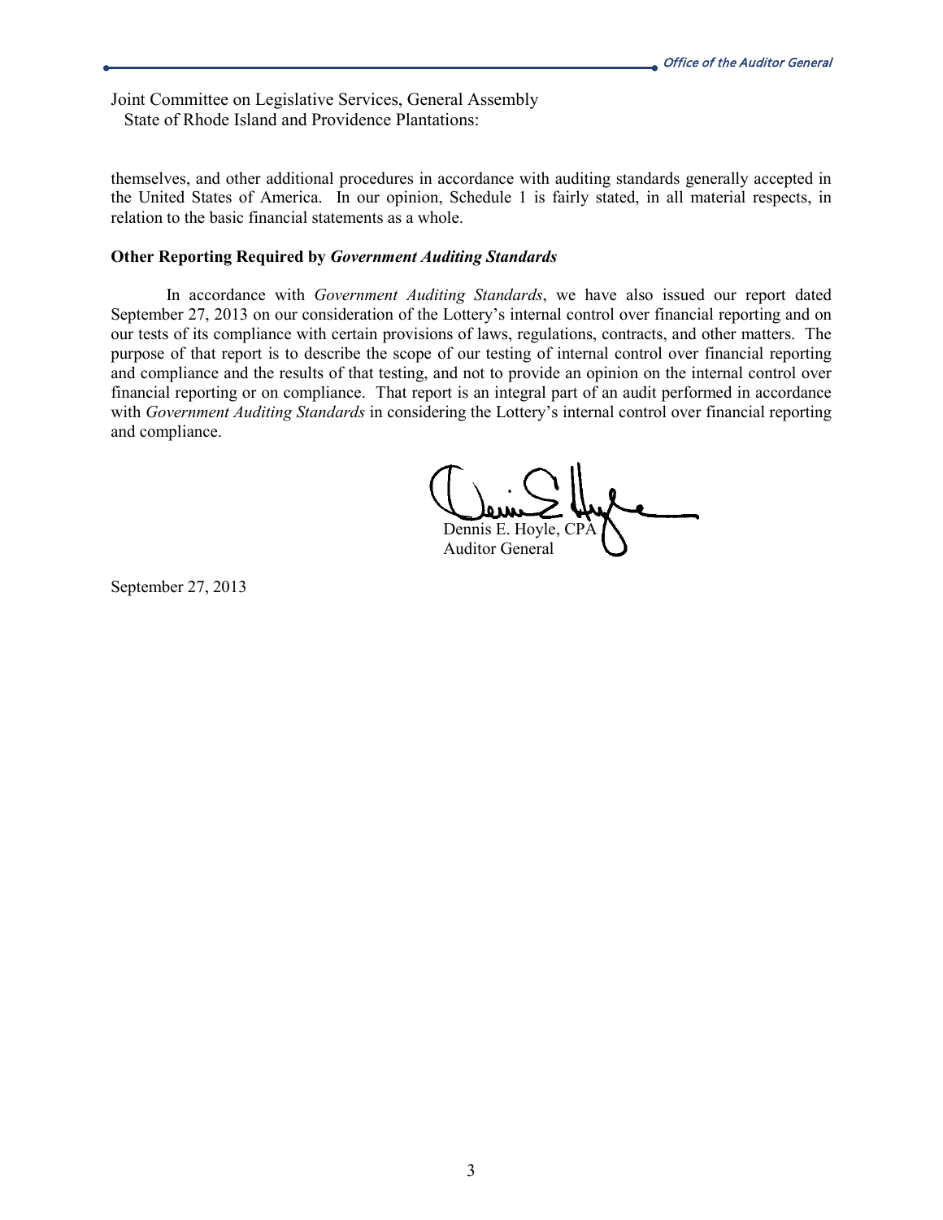Joint Committee on Legislative Services, General Assembly
State of Rhode Island and Providence Plantations:

themselves, and other additional procedures in accordance with auditing standards generally accepted in the United States of America. In our opinion, Schedule 1 is fairly stated, in all material respects, in relation to the basic financial statements as a whole.

**Other Reporting Required by *Government Auditing Standards***

In accordance with *Government Auditing Standards*, we have also issued our report dated September 27, 2013 on our consideration of the Lottery's internal control over financial reporting and on our tests of its compliance with certain provisions of laws, regulations, contracts, and other matters. The purpose of that report is to describe the scope of our testing of internal control over financial reporting and compliance and the results of that testing, and not to provide an opinion on the internal control over financial reporting or on compliance. That report is an integral part of an audit performed in accordance with *Government Auditing Standards* in considering the Lottery's internal control over financial reporting and compliance.

Dennis E. Hoyle, CPA
Auditor General

September 27, 2013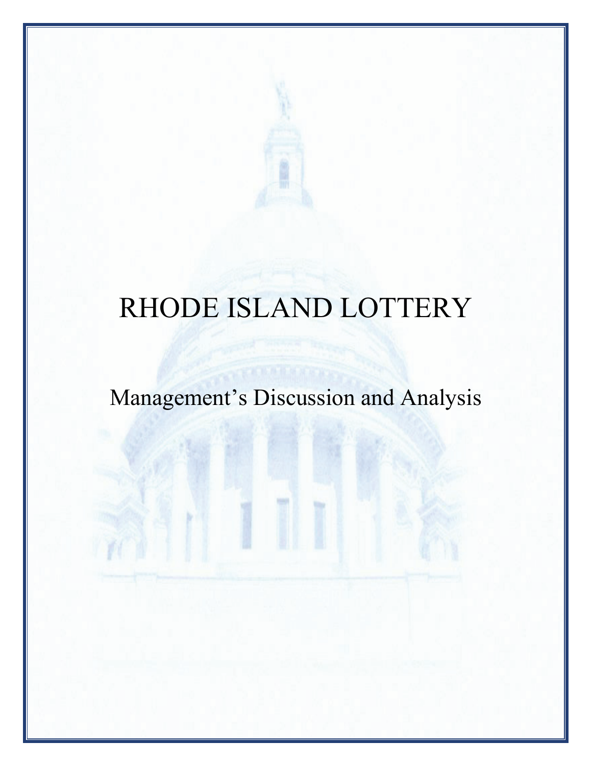# RHODE ISLAND LOTTERY

## Management's Discussion and Analysis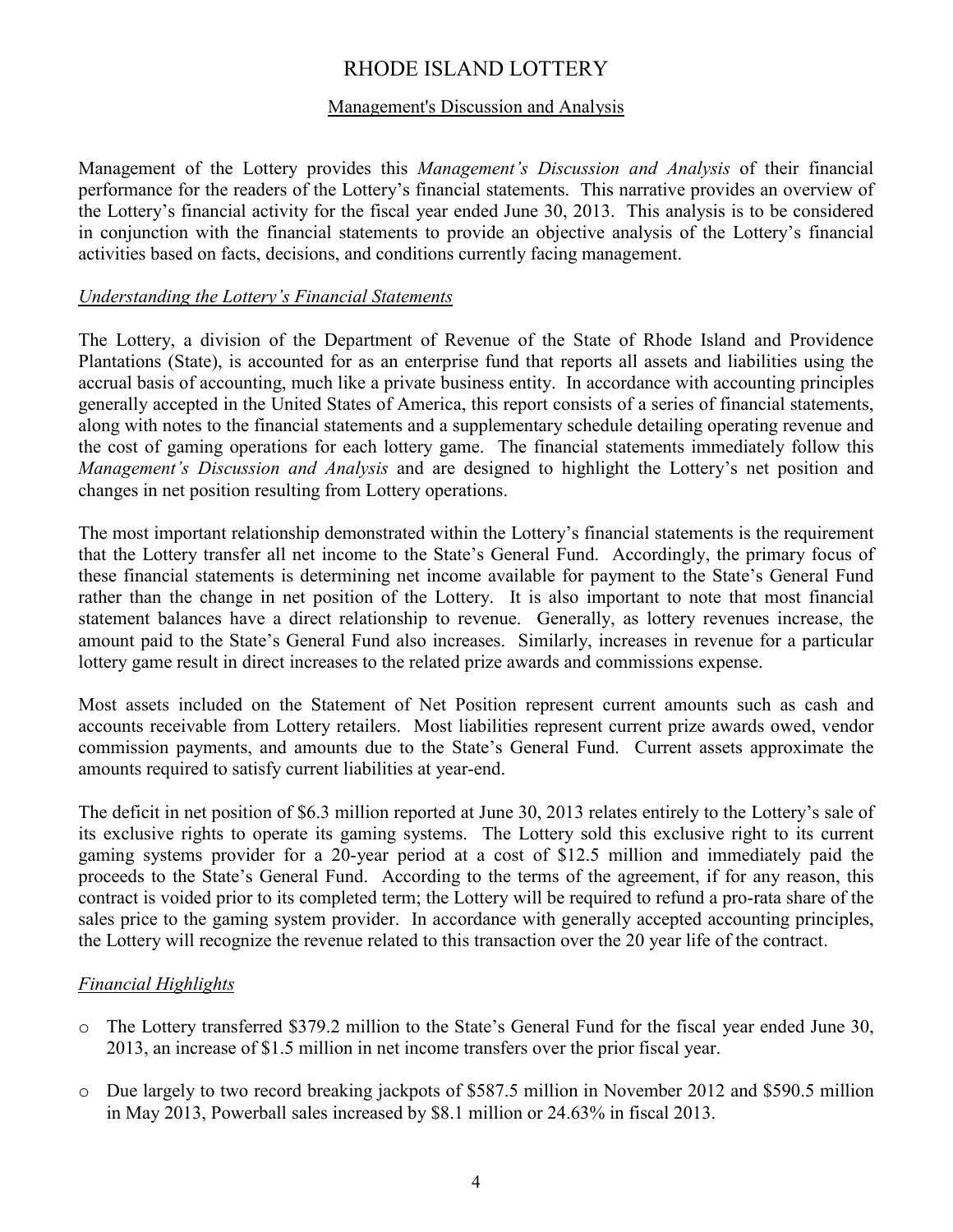# RHODE ISLAND LOTTERY

## Management's Discussion and Analysis

Management of the Lottery provides this *Management's Discussion and Analysis* of their financial performance for the readers of the Lottery's financial statements. This narrative provides an overview of the Lottery's financial activity for the fiscal year ended June 30, 2013. This analysis is to be considered in conjunction with the financial statements to provide an objective analysis of the Lottery's financial activities based on facts, decisions, and conditions currently facing management.

### *Understanding the Lottery's Financial Statements*

The Lottery, a division of the Department of Revenue of the State of Rhode Island and Providence Plantations (State), is accounted for as an enterprise fund that reports all assets and liabilities using the accrual basis of accounting, much like a private business entity. In accordance with accounting principles generally accepted in the United States of America, this report consists of a series of financial statements, along with notes to the financial statements and a supplementary schedule detailing operating revenue and the cost of gaming operations for each lottery game. The financial statements immediately follow this *Management's Discussion and Analysis* and are designed to highlight the Lottery's net position and changes in net position resulting from Lottery operations.

The most important relationship demonstrated within the Lottery's financial statements is the requirement that the Lottery transfer all net income to the State's General Fund. Accordingly, the primary focus of these financial statements is determining net income available for payment to the State's General Fund rather than the change in net position of the Lottery. It is also important to note that most financial statement balances have a direct relationship to revenue. Generally, as lottery revenues increase, the amount paid to the State's General Fund also increases. Similarly, increases in revenue for a particular lottery game result in direct increases to the related prize awards and commissions expense.

Most assets included on the Statement of Net Position represent current amounts such as cash and accounts receivable from Lottery retailers. Most liabilities represent current prize awards owed, vendor commission payments, and amounts due to the State's General Fund. Current assets approximate the amounts required to satisfy current liabilities at year-end.

The deficit in net position of $6.3 million reported at June 30, 2013 relates entirely to the Lottery's sale of its exclusive rights to operate its gaming systems. The Lottery sold this exclusive right to its current gaming systems provider for a 20-year period at a cost of $12.5 million and immediately paid the proceeds to the State's General Fund. According to the terms of the agreement, if for any reason, this contract is voided prior to its completed term; the Lottery will be required to refund a pro-rata share of the sales price to the gaming system provider. In accordance with generally accepted accounting principles, the Lottery will recognize the revenue related to this transaction over the 20 year life of the contract.

### *Financial Highlights*

- The Lottery transferred $379.2 million to the State's General Fund for the fiscal year ended June 30, 2013, an increase of $1.5 million in net income transfers over the prior fiscal year.
- Due largely to two record breaking jackpots of $587.5 million in November 2012 and $590.5 million in May 2013, Powerball sales increased by $8.1 million or 24.63% in fiscal 2013.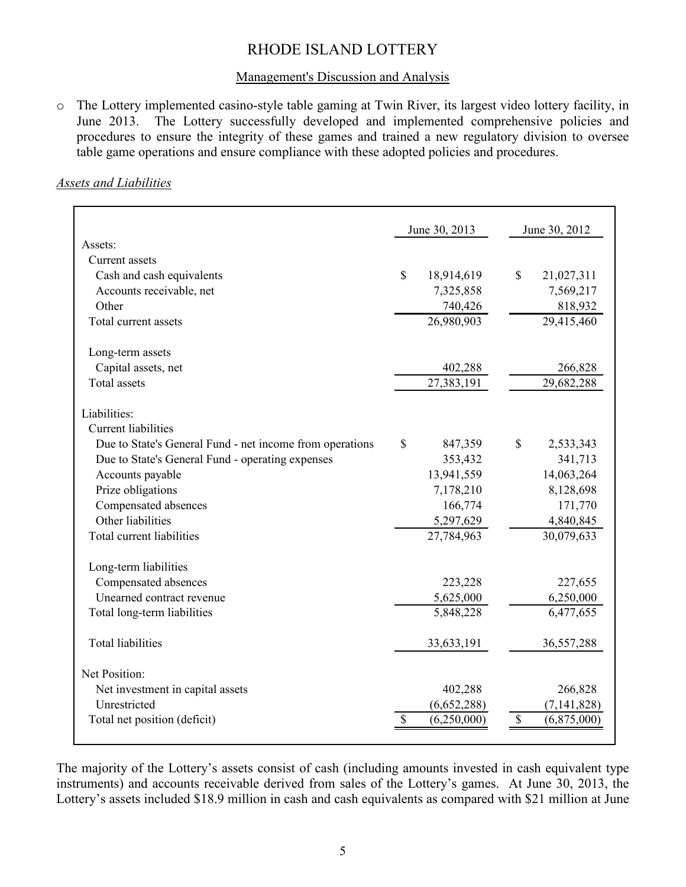# RHODE ISLAND LOTTERY

Management's Discussion and Analysis

- The Lottery implemented casino-style table gaming at Twin River, its largest video lottery facility, in June 2013. The Lottery successfully developed and implemented comprehensive policies and procedures to ensure the integrity of these games and trained a new regulatory division to oversee table game operations and ensure compliance with these adopted policies and procedures.

*Assets and Liabilities*

| | June 30, 2013 | June 30, 2012 |
|---|---|---|
| Assets: | | |
| Current assets | | |
| Cash and cash equivalents | $ 18,914,619 | $ 21,027,311 |
| Accounts receivable, net | 7,325,858 | 7,569,217 |
| Other | 740,426 | 818,932 |
| Total current assets | 26,980,903 | 29,415,460 |
| Long-term assets | | |
| Capital assets, net | 402,288 | 266,828 |
| Total assets | 27,383,191 | 29,682,288 |
| Liabilities: | | |
| Current liabilities | | |
| Due to State's General Fund - net income from operations | $ 847,359 | $ 2,533,343 |
| Due to State's General Fund - operating expenses | 353,432 | 341,713 |
| Accounts payable | 13,941,559 | 14,063,264 |
| Prize obligations | 7,178,210 | 8,128,698 |
| Compensated absences | 166,774 | 171,770 |
| Other liabilities | 5,297,629 | 4,840,845 |
| Total current liabilities | 27,784,963 | 30,079,633 |
| Long-term liabilities | | |
| Compensated absences | 223,228 | 227,655 |
| Unearned contract revenue | 5,625,000 | 6,250,000 |
| Total long-term liabilities | 5,848,228 | 6,477,655 |
| Total liabilities | 33,633,191 | 36,557,288 |
| Net Position: | | |
| Net investment in capital assets | 402,288 | 266,828 |
| Unrestricted | (6,652,288) | (7,141,828) |
| Total net position (deficit) | $ (6,250,000) | $ (6,875,000) |

The majority of the Lottery's assets consist of cash (including amounts invested in cash equivalent type instruments) and accounts receivable derived from sales of the Lottery's games. At June 30, 2013, the Lottery's assets included $18.9 million in cash and cash equivalents as compared with $21 million at June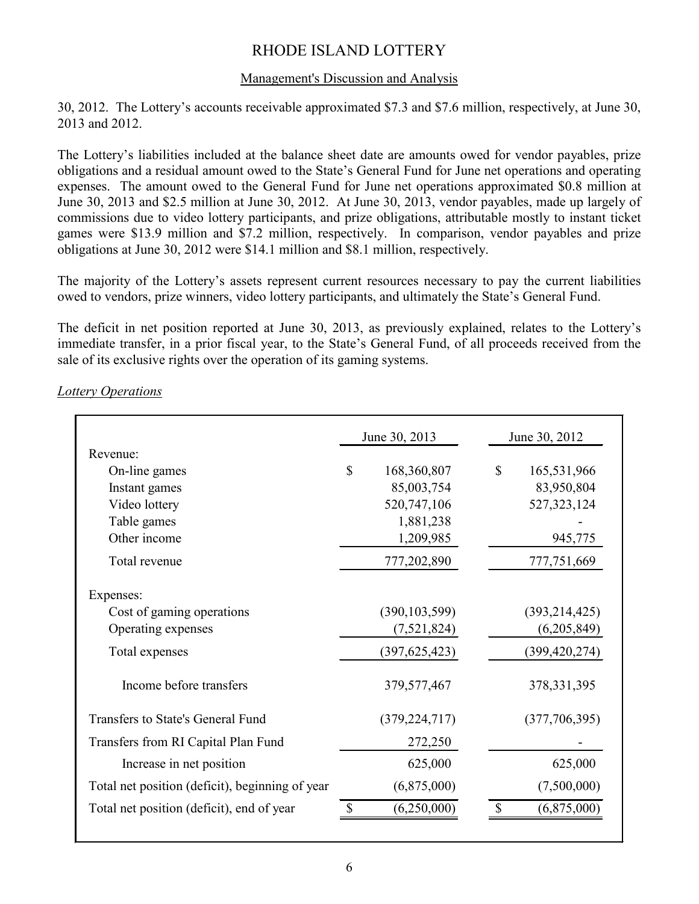30, 2012. The Lottery's accounts receivable approximated $7.3 and $7.6 million, respectively, at June 30, 2013 and 2012.

The Lottery's liabilities included at the balance sheet date are amounts owed for vendor payables, prize obligations and a residual amount owed to the State's General Fund for June net operations and operating expenses. The amount owed to the General Fund for June net operations approximated $0.8 million at June 30, 2013 and $2.5 million at June 30, 2012. At June 30, 2013, vendor payables, made up largely of commissions due to video lottery participants, and prize obligations, attributable mostly to instant ticket games were $13.9 million and $7.2 million, respectively. In comparison, vendor payables and prize obligations at June 30, 2012 were $14.1 million and $8.1 million, respectively.

The majority of the Lottery's assets represent current resources necessary to pay the current liabilities owed to vendors, prize winners, video lottery participants, and ultimately the State's General Fund.

The deficit in net position reported at June 30, 2013, as previously explained, relates to the Lottery's immediate transfer, in a prior fiscal year, to the State's General Fund, of all proceeds received from the sale of its exclusive rights over the operation of its gaming systems.

*Lottery Operations*

| | June 30, 2013 | June 30, 2012 |
|---|---|---|
| Revenue: | | |
| On-line games | $ 168,360,807 | $ 165,531,966 |
| Instant games | 85,003,754 | 83,950,804 |
| Video lottery | 520,747,106 | 527,323,124 |
| Table games | 1,881,238 | - |
| Other income | 1,209,985 | 945,775 |
| Total revenue | 777,202,890 | 777,751,669 |
| Expenses: | | |
| Cost of gaming operations | (390,103,599) | (393,214,425) |
| Operating expenses | (7,521,824) | (6,205,849) |
| Total expenses | (397,625,423) | (399,420,274) |
| Income before transfers | 379,577,467 | 378,331,395 |
| Transfers to State's General Fund | (379,224,717) | (377,706,395) |
| Transfers from RI Capital Plan Fund | 272,250 | - |
| Increase in net position | 625,000 | 625,000 |
| Total net position (deficit), beginning of year | (6,875,000) | (7,500,000) |
| Total net position (deficit), end of year | $ (6,250,000) | $ (6,875,000) |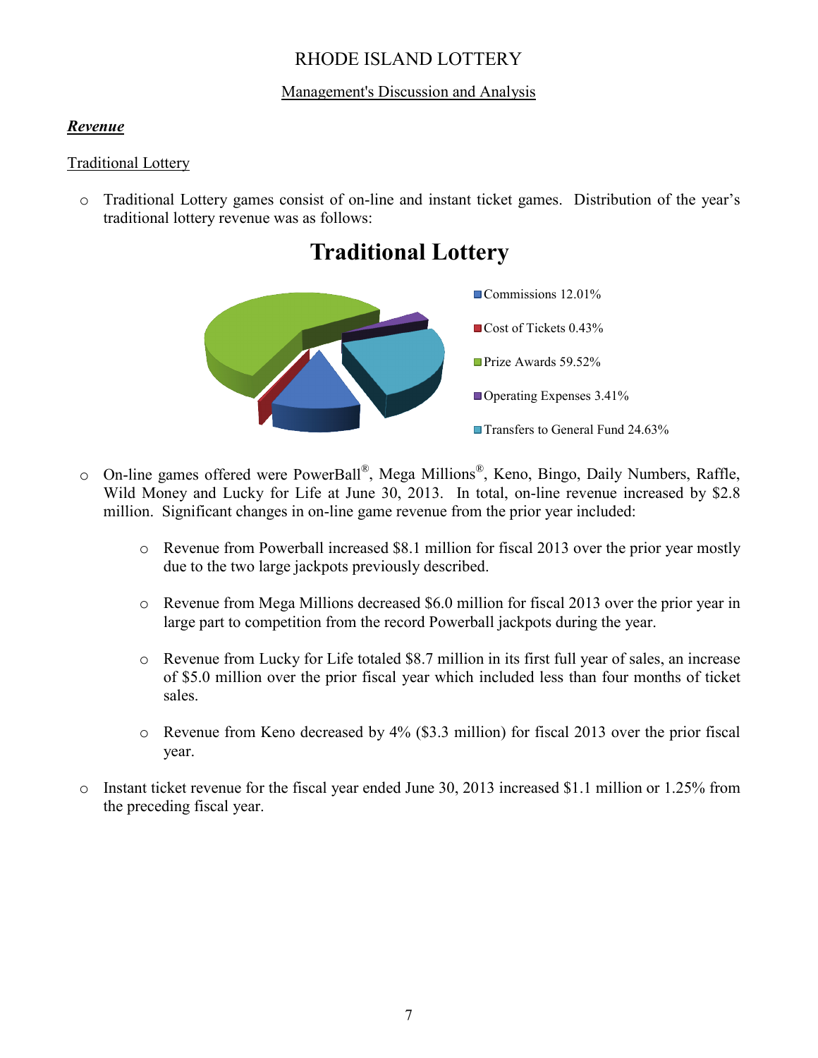# RHODE ISLAND LOTTERY

Management's Discussion and Analysis

***Revenue***

Traditional Lottery

- Traditional Lottery games consist of on-line and instant ticket games. Distribution of the year's traditional lottery revenue was as follows:

**Traditional Lottery**

- Commissions 12.01%
- Cost of Tickets 0.43%
- Prize Awards 59.52%
- Operating Expenses 3.41%
- Transfers to General Fund 24.63%

- On-line games offered were PowerBall®, Mega Millions®, Keno, Bingo, Daily Numbers, Raffle, Wild Money and Lucky for Life at June 30, 2013. In total, on-line revenue increased by $2.8 million. Significant changes in on-line game revenue from the prior year included:

    - Revenue from Powerball increased $8.1 million for fiscal 2013 over the prior year mostly due to the two large jackpots previously described.

    - Revenue from Mega Millions decreased $6.0 million for fiscal 2013 over the prior year in large part to competition from the record Powerball jackpots during the year.

    - Revenue from Lucky for Life totaled $8.7 million in its first full year of sales, an increase of $5.0 million over the prior fiscal year which included less than four months of ticket sales.

    - Revenue from Keno decreased by 4% ($3.3 million) for fiscal 2013 over the prior fiscal year.

- Instant ticket revenue for the fiscal year ended June 30, 2013 increased $1.1 million or 1.25% from the preceding fiscal year.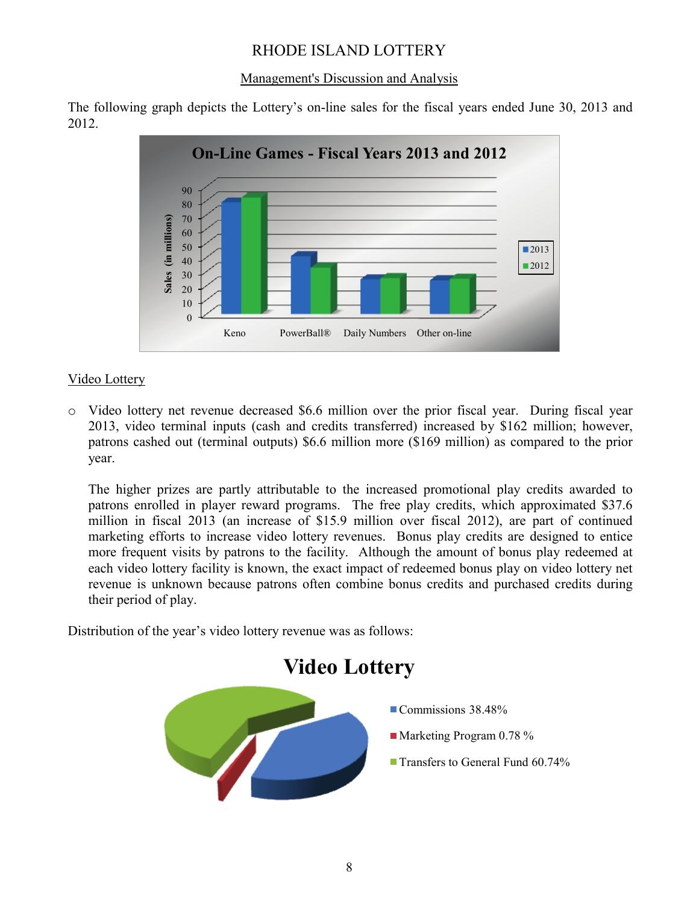# RHODE ISLAND LOTTERY

## Management's Discussion and Analysis

The following graph depicts the Lottery's on-line sales for the fiscal years ended June 30, 2013 and 2012.

**On-Line Games - Fiscal Years 2013 and 2012**

Sales (in millions)

Keno | PowerBall® | Daily Numbers | Other on-line

2013 | 2012

### Video Lottery

- Video lottery net revenue decreased $6.6 million over the prior fiscal year. During fiscal year 2013, video terminal inputs (cash and credits transferred) increased by $162 million; however, patrons cashed out (terminal outputs) $6.6 million more ($169 million) as compared to the prior year.

  The higher prizes are partly attributable to the increased promotional play credits awarded to patrons enrolled in player reward programs. The free play credits, which approximated $37.6 million in fiscal 2013 (an increase of $15.9 million over fiscal 2012), are part of continued marketing efforts to increase video lottery revenues. Bonus play credits are designed to entice more frequent visits by patrons to the facility. Although the amount of bonus play redeemed at each video lottery facility is known, the exact impact of redeemed bonus play on video lottery net revenue is unknown because patrons often combine bonus credits and purchased credits during their period of play.

Distribution of the year's video lottery revenue was as follows:

**Video Lottery**

- Commissions 38.48%
- Marketing Program 0.78 %
- Transfers to General Fund 60.74%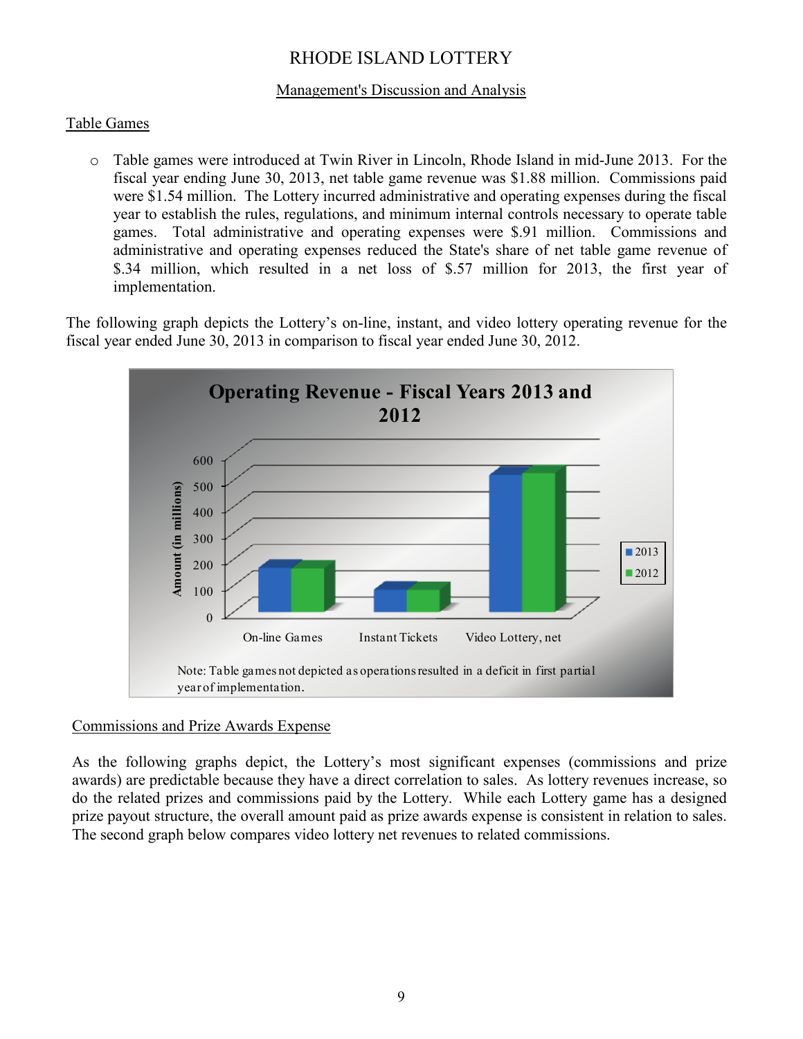## Table Games

- Table games were introduced at Twin River in Lincoln, Rhode Island in mid-June 2013. For the fiscal year ending June 30, 2013, net table game revenue was $1.88 million. Commissions paid were $1.54 million. The Lottery incurred administrative and operating expenses during the fiscal year to establish the rules, regulations, and minimum internal controls necessary to operate table games. Total administrative and operating expenses were $.91 million. Commissions and administrative and operating expenses reduced the State's share of net table game revenue of $.34 million, which resulted in a net loss of $.57 million for 2013, the first year of implementation.

The following graph depicts the Lottery's on-line, instant, and video lottery operating revenue for the fiscal year ended June 30, 2013 in comparison to fiscal year ended June 30, 2012.

**Operating Revenue - Fiscal Years 2013 and 2012**

Note: Table games not depicted as operations resulted in a deficit in first partial year of implementation.

## Commissions and Prize Awards Expense

As the following graphs depict, the Lottery's most significant expenses (commissions and prize awards) are predictable because they have a direct correlation to sales. As lottery revenues increase, so do the related prizes and commissions paid by the Lottery. While each Lottery game has a designed prize payout structure, the overall amount paid as prize awards expense is consistent in relation to sales. The second graph below compares video lottery net revenues to related commissions.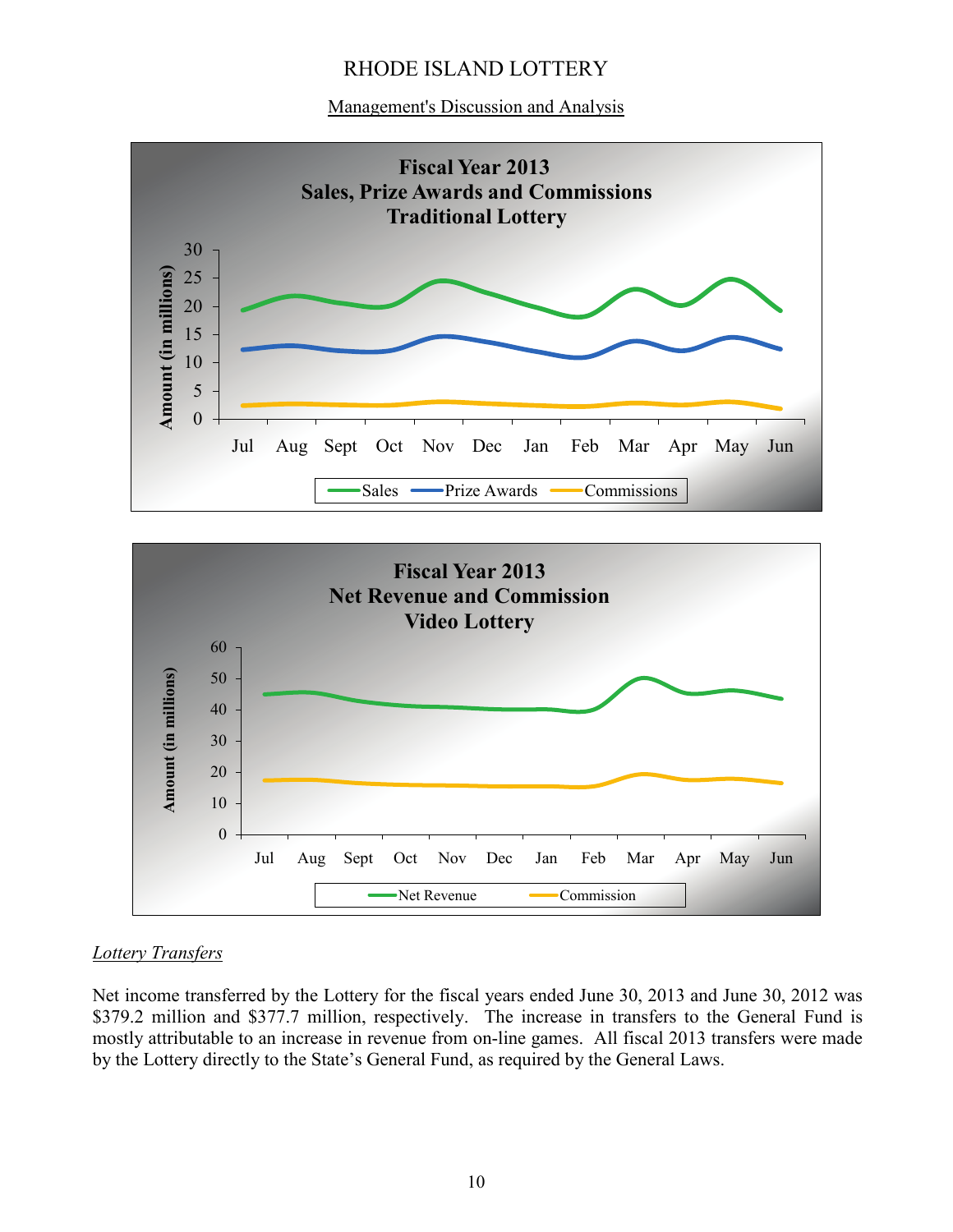RHODE ISLAND LOTTERY

Management's Discussion and Analysis

**Fiscal Year 2013**
**Sales, Prize Awards and Commissions**
**Traditional Lottery**

**Fiscal Year 2013**
**Net Revenue and Commission**
**Video Lottery**

*Lottery Transfers*

Net income transferred by the Lottery for the fiscal years ended June 30, 2013 and June 30, 2012 was \$379.2 million and \$377.7 million, respectively. The increase in transfers to the General Fund is mostly attributable to an increase in revenue from on-line games. All fiscal 2013 transfers were made by the Lottery directly to the State's General Fund, as required by the General Laws.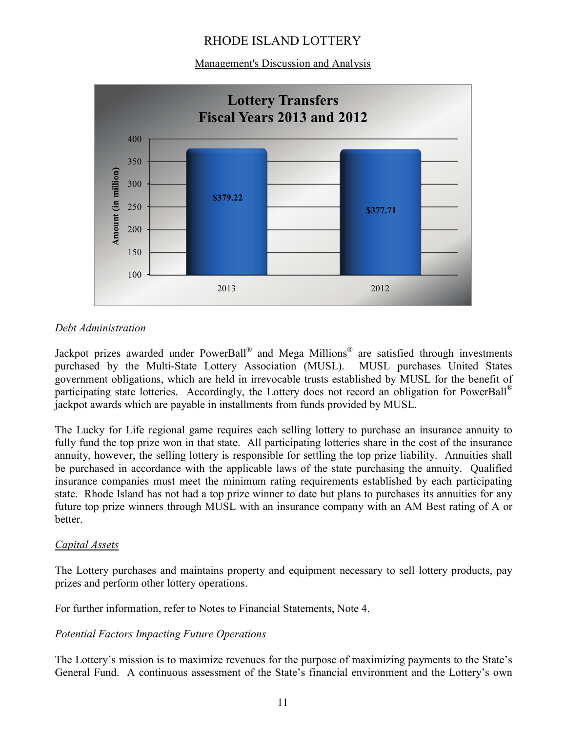Management's Discussion and Analysis

**Lottery Transfers**
**Fiscal Years 2013 and 2012**

| Fiscal Year | Amount (in million) |
|---|---|
| 2013 | $379.22 |
| 2012 | $377.71 |

*Debt Administration*

Jackpot prizes awarded under PowerBall® and Mega Millions® are satisfied through investments purchased by the Multi-State Lottery Association (MUSL). MUSL purchases United States government obligations, which are held in irrevocable trusts established by MUSL for the benefit of participating state lotteries. Accordingly, the Lottery does not record an obligation for PowerBall® jackpot awards which are payable in installments from funds provided by MUSL.

The Lucky for Life regional game requires each selling lottery to purchase an insurance annuity to fully fund the top prize won in that state. All participating lotteries share in the cost of the insurance annuity, however, the selling lottery is responsible for settling the top prize liability. Annuities shall be purchased in accordance with the applicable laws of the state purchasing the annuity. Qualified insurance companies must meet the minimum rating requirements established by each participating state. Rhode Island has not had a top prize winner to date but plans to purchases its annuities for any future top prize winners through MUSL with an insurance company with an AM Best rating of A or better.

*Capital Assets*

The Lottery purchases and maintains property and equipment necessary to sell lottery products, pay prizes and perform other lottery operations.

For further information, refer to Notes to Financial Statements, Note 4.

*Potential Factors Impacting Future Operations*

The Lottery's mission is to maximize revenues for the purpose of maximizing payments to the State's General Fund. A continuous assessment of the State's financial environment and the Lottery's own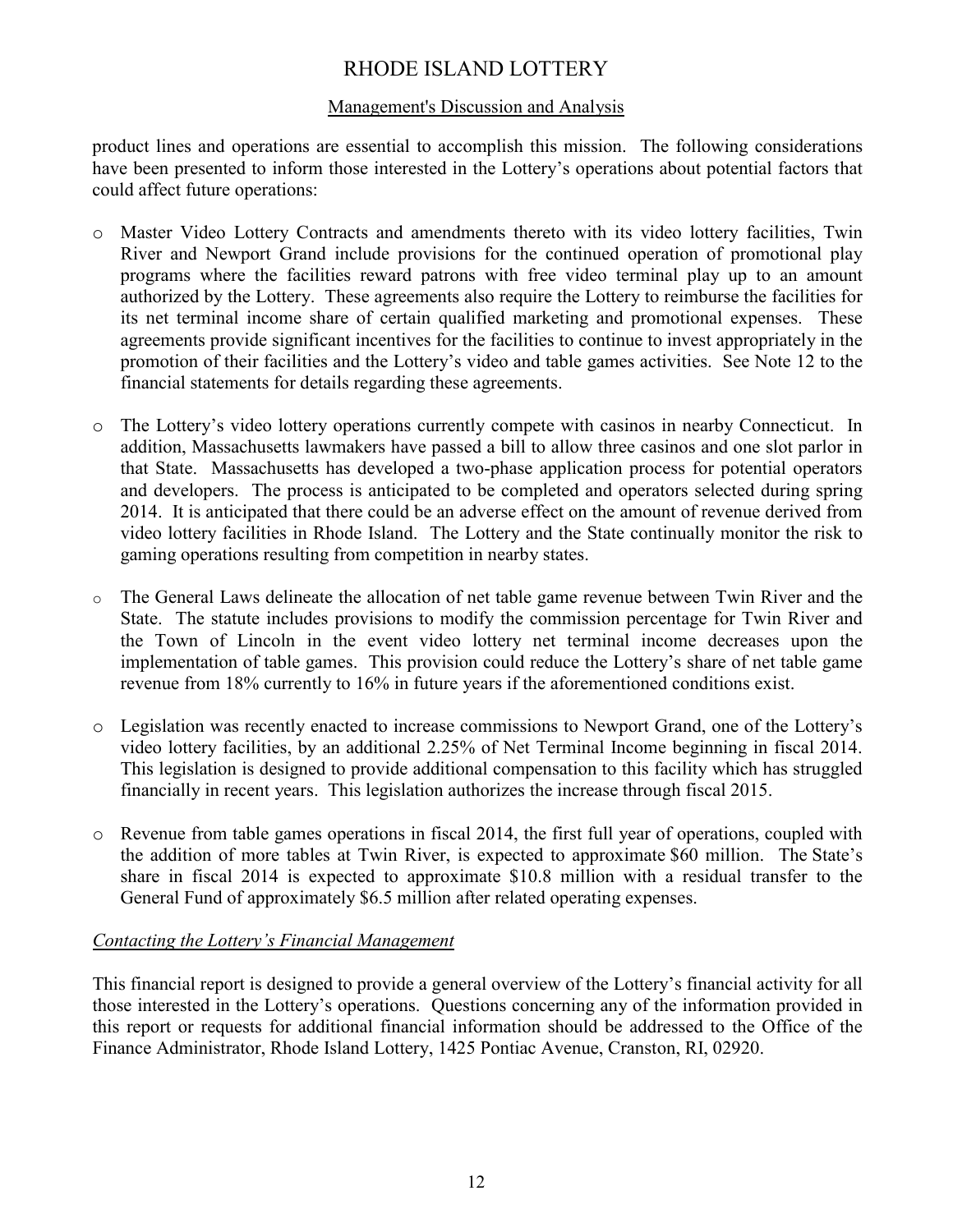product lines and operations are essential to accomplish this mission. The following considerations have been presented to inform those interested in the Lottery's operations about potential factors that could affect future operations:

- Master Video Lottery Contracts and amendments thereto with its video lottery facilities, Twin River and Newport Grand include provisions for the continued operation of promotional play programs where the facilities reward patrons with free video terminal play up to an amount authorized by the Lottery. These agreements also require the Lottery to reimburse the facilities for its net terminal income share of certain qualified marketing and promotional expenses. These agreements provide significant incentives for the facilities to continue to invest appropriately in the promotion of their facilities and the Lottery's video and table games activities. See Note 12 to the financial statements for details regarding these agreements.

- The Lottery's video lottery operations currently compete with casinos in nearby Connecticut. In addition, Massachusetts lawmakers have passed a bill to allow three casinos and one slot parlor in that State. Massachusetts has developed a two-phase application process for potential operators and developers. The process is anticipated to be completed and operators selected during spring 2014. It is anticipated that there could be an adverse effect on the amount of revenue derived from video lottery facilities in Rhode Island. The Lottery and the State continually monitor the risk to gaming operations resulting from competition in nearby states.

- The General Laws delineate the allocation of net table game revenue between Twin River and the State. The statute includes provisions to modify the commission percentage for Twin River and the Town of Lincoln in the event video lottery net terminal income decreases upon the implementation of table games. This provision could reduce the Lottery's share of net table game revenue from 18% currently to 16% in future years if the aforementioned conditions exist.

- Legislation was recently enacted to increase commissions to Newport Grand, one of the Lottery's video lottery facilities, by an additional 2.25% of Net Terminal Income beginning in fiscal 2014. This legislation is designed to provide additional compensation to this facility which has struggled financially in recent years. This legislation authorizes the increase through fiscal 2015.

- Revenue from table games operations in fiscal 2014, the first full year of operations, coupled with the addition of more tables at Twin River, is expected to approximate $60 million. The State's share in fiscal 2014 is expected to approximate $10.8 million with a residual transfer to the General Fund of approximately $6.5 million after related operating expenses.

### *Contacting the Lottery's Financial Management*

This financial report is designed to provide a general overview of the Lottery's financial activity for all those interested in the Lottery's operations. Questions concerning any of the information provided in this report or requests for additional financial information should be addressed to the Office of the Finance Administrator, Rhode Island Lottery, 1425 Pontiac Avenue, Cranston, RI, 02920.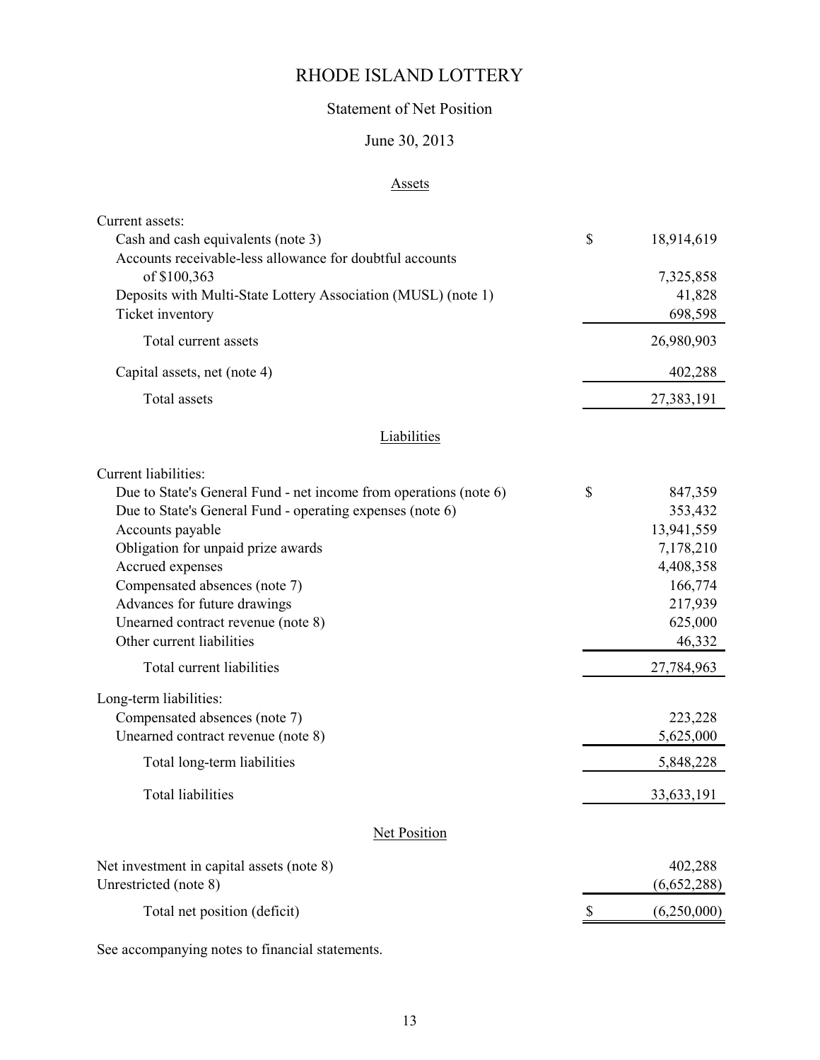# RHODE ISLAND LOTTERY

## Statement of Net Position

### June 30, 2013

#### Assets

| | | |
|---|---|---|
| Current assets: | | |
| Cash and cash equivalents (note 3) | $ | 18,914,619 |
| Accounts receivable-less allowance for doubtful accounts of $100,363 | | 7,325,858 |
| Deposits with Multi-State Lottery Association (MUSL) (note 1) | | 41,828 |
| Ticket inventory | | 698,598 |
| Total current assets | | 26,980,903 |
| Capital assets, net (note 4) | | 402,288 |
| Total assets | | 27,383,191 |

#### Liabilities

| | | |
|---|---|---|
| Current liabilities: | | |
| Due to State's General Fund - net income from operations (note 6) | $ | 847,359 |
| Due to State's General Fund - operating expenses (note 6) | | 353,432 |
| Accounts payable | | 13,941,559 |
| Obligation for unpaid prize awards | | 7,178,210 |
| Accrued expenses | | 4,408,358 |
| Compensated absences (note 7) | | 166,774 |
| Advances for future drawings | | 217,939 |
| Unearned contract revenue (note 8) | | 625,000 |
| Other current liabilities | | 46,332 |
| Total current liabilities | | 27,784,963 |
| Long-term liabilities: | | |
| Compensated absences (note 7) | | 223,228 |
| Unearned contract revenue (note 8) | | 5,625,000 |
| Total long-term liabilities | | 5,848,228 |
| Total liabilities | | 33,633,191 |

#### Net Position

| | | |
|---|---|---|
| Net investment in capital assets (note 8) | | 402,288 |
| Unrestricted (note 8) | | (6,652,288) |
| Total net position (deficit) | $ | (6,250,000) |

See accompanying notes to financial statements.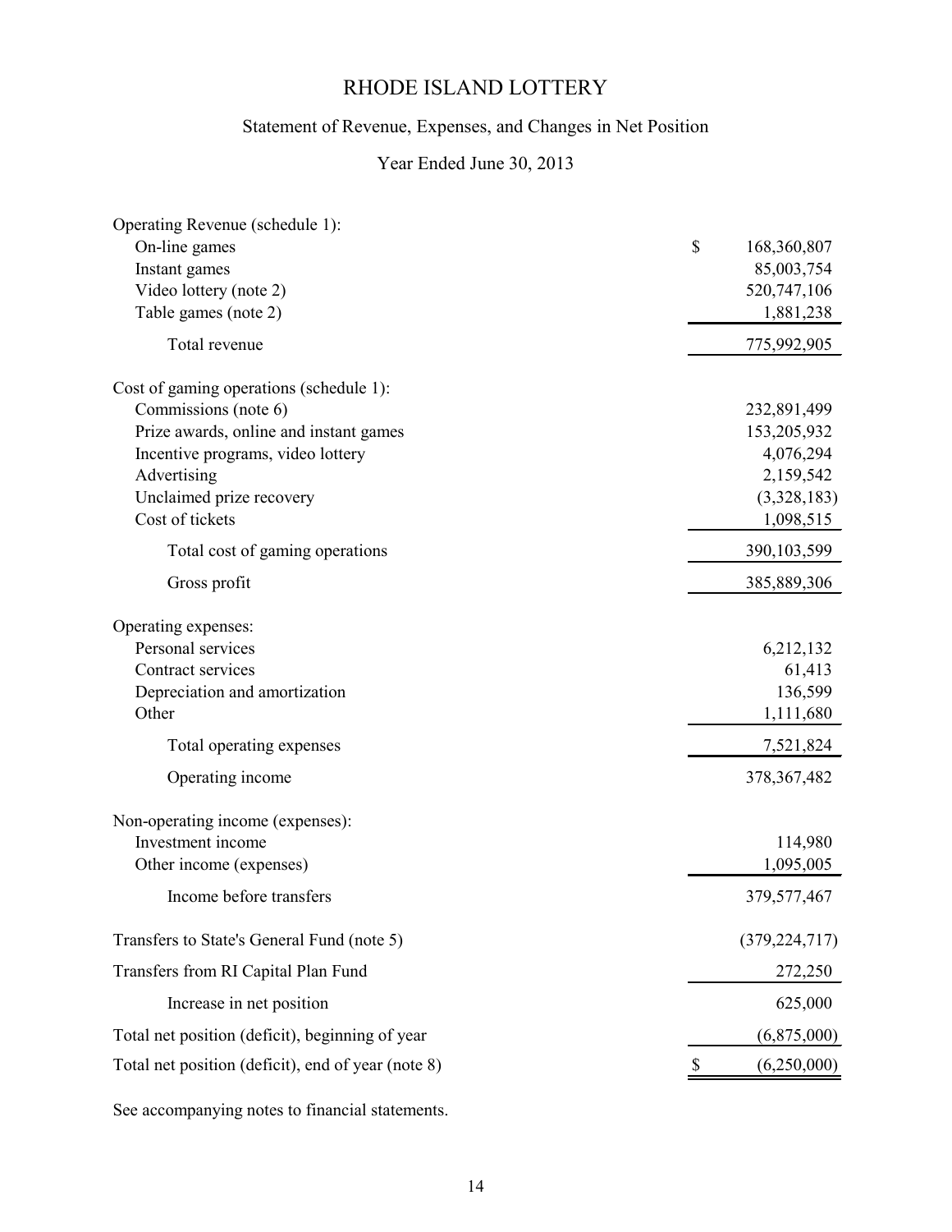# RHODE ISLAND LOTTERY

## Statement of Revenue, Expenses, and Changes in Net Position

### Year Ended June 30, 2013

| | |
|---|---|
| Operating Revenue (schedule 1): | |
| On-line games | $ 168,360,807 |
| Instant games | 85,003,754 |
| Video lottery (note 2) | 520,747,106 |
| Table games (note 2) | 1,881,238 |
| Total revenue | 775,992,905 |
| Cost of gaming operations (schedule 1): | |
| Commissions (note 6) | 232,891,499 |
| Prize awards, online and instant games | 153,205,932 |
| Incentive programs, video lottery | 4,076,294 |
| Advertising | 2,159,542 |
| Unclaimed prize recovery | (3,328,183) |
| Cost of tickets | 1,098,515 |
| Total cost of gaming operations | 390,103,599 |
| Gross profit | 385,889,306 |
| Operating expenses: | |
| Personal services | 6,212,132 |
| Contract services | 61,413 |
| Depreciation and amortization | 136,599 |
| Other | 1,111,680 |
| Total operating expenses | 7,521,824 |
| Operating income | 378,367,482 |
| Non-operating income (expenses): | |
| Investment income | 114,980 |
| Other income (expenses) | 1,095,005 |
| Income before transfers | 379,577,467 |
| Transfers to State's General Fund (note 5) | (379,224,717) |
| Transfers from RI Capital Plan Fund | 272,250 |
| Increase in net position | 625,000 |
| Total net position (deficit), beginning of year | (6,875,000) |
| Total net position (deficit), end of year (note 8) | $ (6,250,000) |

See accompanying notes to financial statements.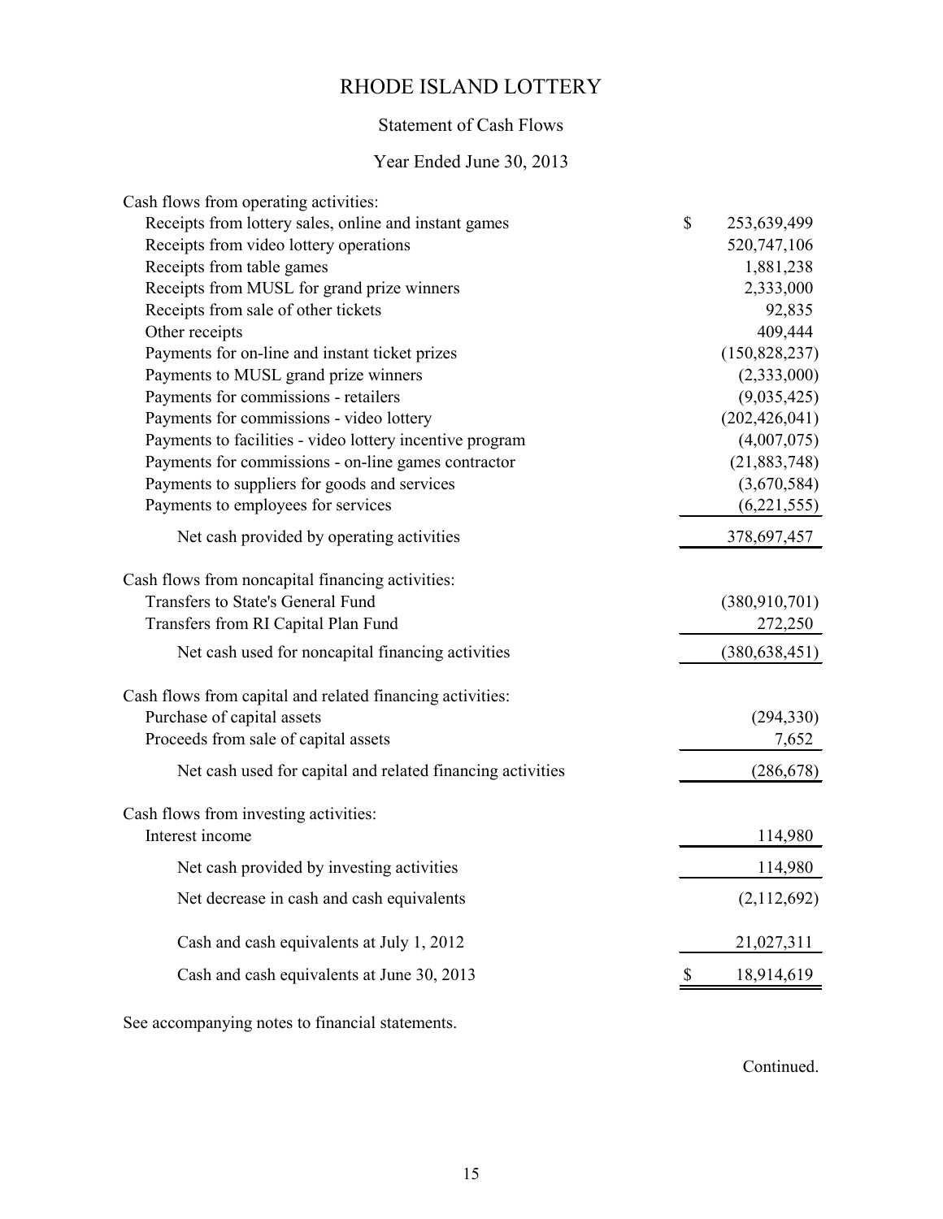# RHODE ISLAND LOTTERY

## Statement of Cash Flows

## Year Ended June 30, 2013

| | |
|---|---|
| Cash flows from operating activities: | |
| Receipts from lottery sales, online and instant games | $ 253,639,499 |
| Receipts from video lottery operations | 520,747,106 |
| Receipts from table games | 1,881,238 |
| Receipts from MUSL for grand prize winners | 2,333,000 |
| Receipts from sale of other tickets | 92,835 |
| Other receipts | 409,444 |
| Payments for on-line and instant ticket prizes | (150,828,237) |
| Payments to MUSL grand prize winners | (2,333,000) |
| Payments for commissions - retailers | (9,035,425) |
| Payments for commissions - video lottery | (202,426,041) |
| Payments to facilities - video lottery incentive program | (4,007,075) |
| Payments for commissions - on-line games contractor | (21,883,748) |
| Payments to suppliers for goods and services | (3,670,584) |
| Payments to employees for services | (6,221,555) |
| Net cash provided by operating activities | 378,697,457 |
| Cash flows from noncapital financing activities: | |
| Transfers to State's General Fund | (380,910,701) |
| Transfers from RI Capital Plan Fund | 272,250 |
| Net cash used for noncapital financing activities | (380,638,451) |
| Cash flows from capital and related financing activities: | |
| Purchase of capital assets | (294,330) |
| Proceeds from sale of capital assets | 7,652 |
| Net cash used for capital and related financing activities | (286,678) |
| Cash flows from investing activities: | |
| Interest income | 114,980 |
| Net cash provided by investing activities | 114,980 |
| Net decrease in cash and cash equivalents | (2,112,692) |
| Cash and cash equivalents at July 1, 2012 | 21,027,311 |
| Cash and cash equivalents at June 30, 2013 | $ 18,914,619 |

See accompanying notes to financial statements.

Continued.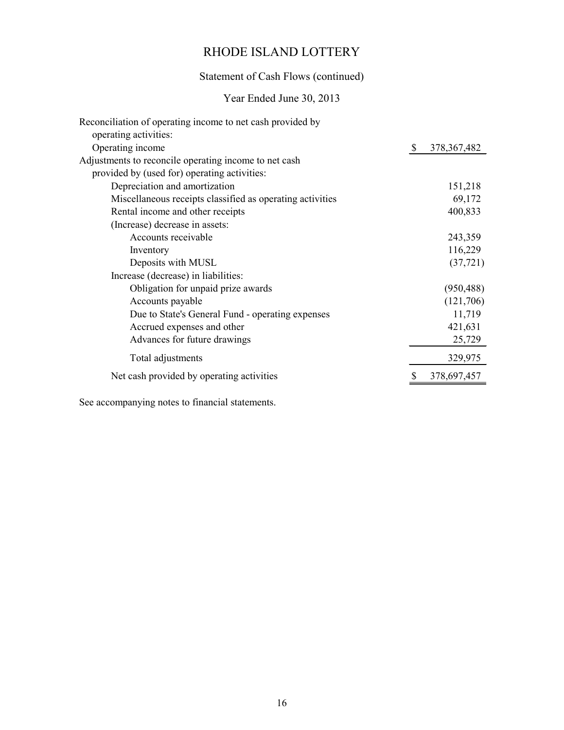# RHODE ISLAND LOTTERY

## Statement of Cash Flows (continued)

### Year Ended June 30, 2013

| | |
|---|---|
| Reconciliation of operating income to net cash provided by operating activities: | |
| Operating income | $ 378,367,482 |
| Adjustments to reconcile operating income to net cash provided by (used for) operating activities: | |
| Depreciation and amortization | 151,218 |
| Miscellaneous receipts classified as operating activities | 69,172 |
| Rental income and other receipts | 400,833 |
| (Increase) decrease in assets: | |
| Accounts receivable | 243,359 |
| Inventory | 116,229 |
| Deposits with MUSL | (37,721) |
| Increase (decrease) in liabilities: | |
| Obligation for unpaid prize awards | (950,488) |
| Accounts payable | (121,706) |
| Due to State's General Fund - operating expenses | 11,719 |
| Accrued expenses and other | 421,631 |
| Advances for future drawings | 25,729 |
| Total adjustments | 329,975 |
| Net cash provided by operating activities | $ 378,697,457 |

See accompanying notes to financial statements.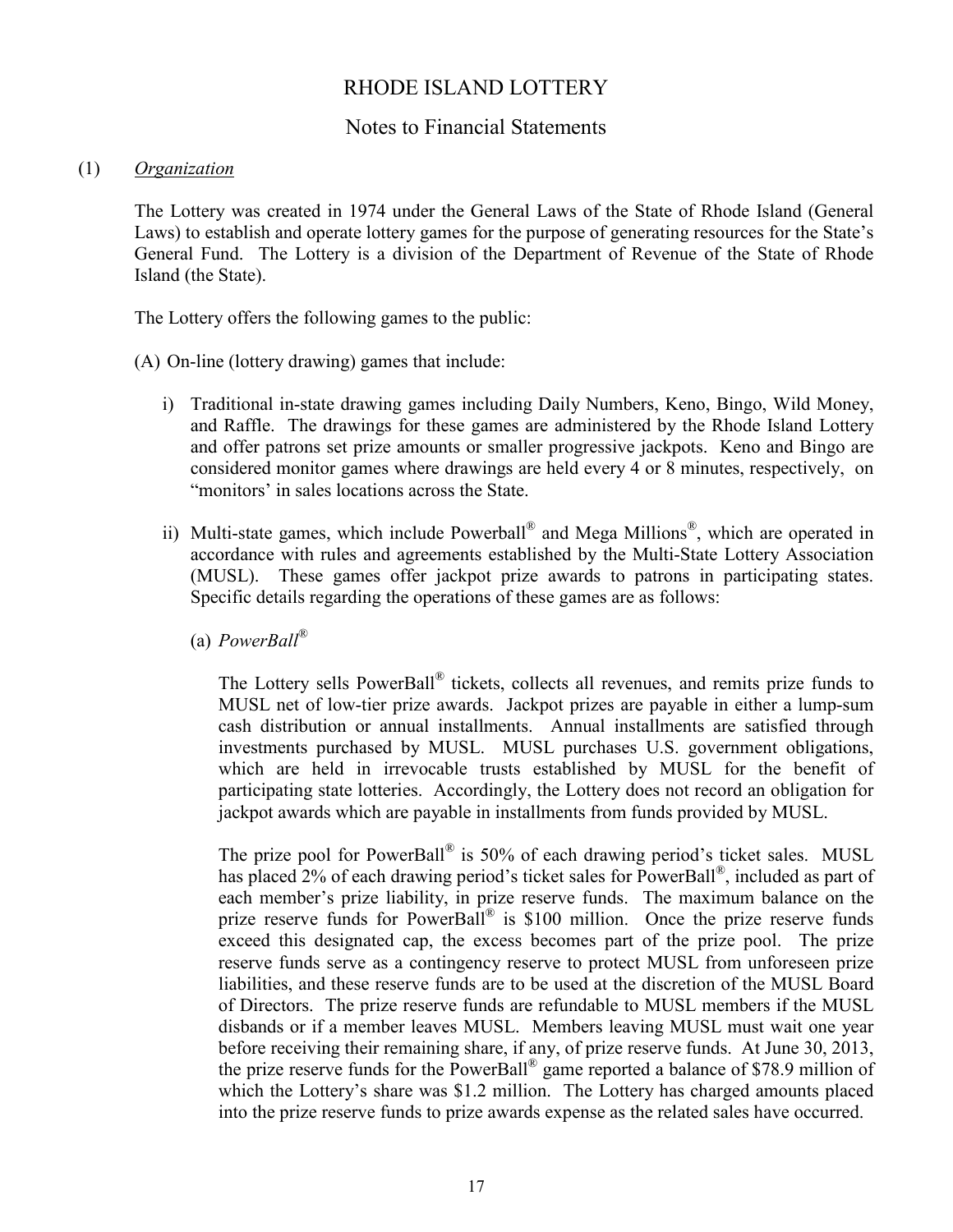# RHODE ISLAND LOTTERY

## Notes to Financial Statements

(1) *Organization*

The Lottery was created in 1974 under the General Laws of the State of Rhode Island (General Laws) to establish and operate lottery games for the purpose of generating resources for the State's General Fund. The Lottery is a division of the Department of Revenue of the State of Rhode Island (the State).

The Lottery offers the following games to the public:

(A) On-line (lottery drawing) games that include:

i) Traditional in-state drawing games including Daily Numbers, Keno, Bingo, Wild Money, and Raffle. The drawings for these games are administered by the Rhode Island Lottery and offer patrons set prize amounts or smaller progressive jackpots. Keno and Bingo are considered monitor games where drawings are held every 4 or 8 minutes, respectively, on "monitors' in sales locations across the State.

ii) Multi-state games, which include Powerball® and Mega Millions®, which are operated in accordance with rules and agreements established by the Multi-State Lottery Association (MUSL). These games offer jackpot prize awards to patrons in participating states. Specific details regarding the operations of these games are as follows:

(a) *PowerBall®*

The Lottery sells PowerBall® tickets, collects all revenues, and remits prize funds to MUSL net of low-tier prize awards. Jackpot prizes are payable in either a lump-sum cash distribution or annual installments. Annual installments are satisfied through investments purchased by MUSL. MUSL purchases U.S. government obligations, which are held in irrevocable trusts established by MUSL for the benefit of participating state lotteries. Accordingly, the Lottery does not record an obligation for jackpot awards which are payable in installments from funds provided by MUSL.

The prize pool for PowerBall® is 50% of each drawing period's ticket sales. MUSL has placed 2% of each drawing period's ticket sales for PowerBall®, included as part of each member's prize liability, in prize reserve funds. The maximum balance on the prize reserve funds for PowerBall® is $100 million. Once the prize reserve funds exceed this designated cap, the excess becomes part of the prize pool. The prize reserve funds serve as a contingency reserve to protect MUSL from unforeseen prize liabilities, and these reserve funds are to be used at the discretion of the MUSL Board of Directors. The prize reserve funds are refundable to MUSL members if the MUSL disbands or if a member leaves MUSL. Members leaving MUSL must wait one year before receiving their remaining share, if any, of prize reserve funds. At June 30, 2013, the prize reserve funds for the PowerBall® game reported a balance of $78.9 million of which the Lottery's share was $1.2 million. The Lottery has charged amounts placed into the prize reserve funds to prize awards expense as the related sales have occurred.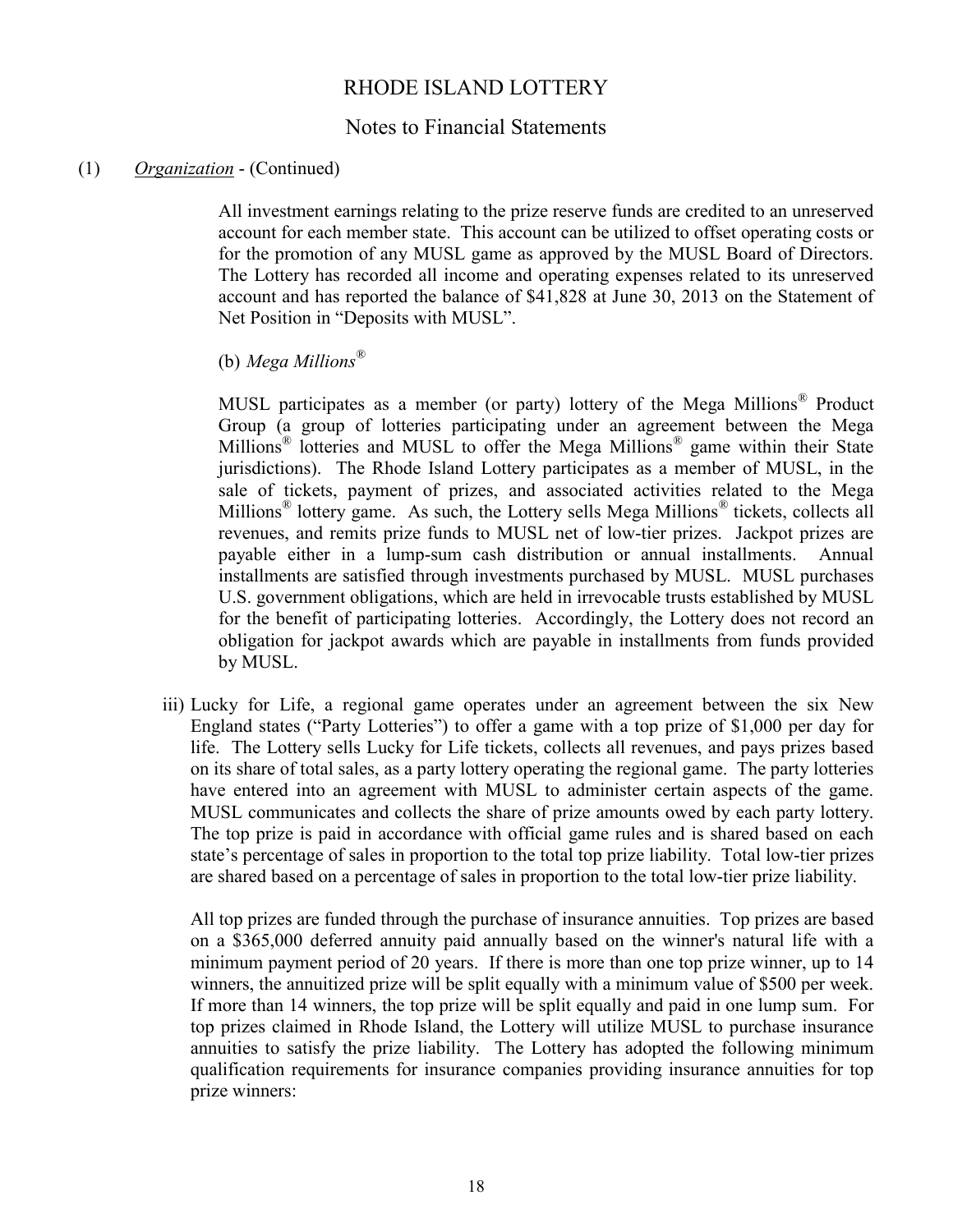# RHODE ISLAND LOTTERY

## Notes to Financial Statements

(1) *Organization* - (Continued)

All investment earnings relating to the prize reserve funds are credited to an unreserved account for each member state. This account can be utilized to offset operating costs or for the promotion of any MUSL game as approved by the MUSL Board of Directors. The Lottery has recorded all income and operating expenses related to its unreserved account and has reported the balance of $41,828 at June 30, 2013 on the Statement of Net Position in "Deposits with MUSL".

(b) *Mega Millions®*

MUSL participates as a member (or party) lottery of the Mega Millions® Product Group (a group of lotteries participating under an agreement between the Mega Millions® lotteries and MUSL to offer the Mega Millions® game within their State jurisdictions). The Rhode Island Lottery participates as a member of MUSL, in the sale of tickets, payment of prizes, and associated activities related to the Mega Millions® lottery game. As such, the Lottery sells Mega Millions® tickets, collects all revenues, and remits prize funds to MUSL net of low-tier prizes. Jackpot prizes are payable either in a lump-sum cash distribution or annual installments. Annual installments are satisfied through investments purchased by MUSL. MUSL purchases U.S. government obligations, which are held in irrevocable trusts established by MUSL for the benefit of participating lotteries. Accordingly, the Lottery does not record an obligation for jackpot awards which are payable in installments from funds provided by MUSL.

iii) Lucky for Life, a regional game operates under an agreement between the six New England states ("Party Lotteries") to offer a game with a top prize of $1,000 per day for life. The Lottery sells Lucky for Life tickets, collects all revenues, and pays prizes based on its share of total sales, as a party lottery operating the regional game. The party lotteries have entered into an agreement with MUSL to administer certain aspects of the game. MUSL communicates and collects the share of prize amounts owed by each party lottery. The top prize is paid in accordance with official game rules and is shared based on each state's percentage of sales in proportion to the total top prize liability. Total low-tier prizes are shared based on a percentage of sales in proportion to the total low-tier prize liability.

All top prizes are funded through the purchase of insurance annuities. Top prizes are based on a $365,000 deferred annuity paid annually based on the winner's natural life with a minimum payment period of 20 years. If there is more than one top prize winner, up to 14 winners, the annuitized prize will be split equally with a minimum value of $500 per week. If more than 14 winners, the top prize will be split equally and paid in one lump sum. For top prizes claimed in Rhode Island, the Lottery will utilize MUSL to purchase insurance annuities to satisfy the prize liability. The Lottery has adopted the following minimum qualification requirements for insurance companies providing insurance annuities for top prize winners: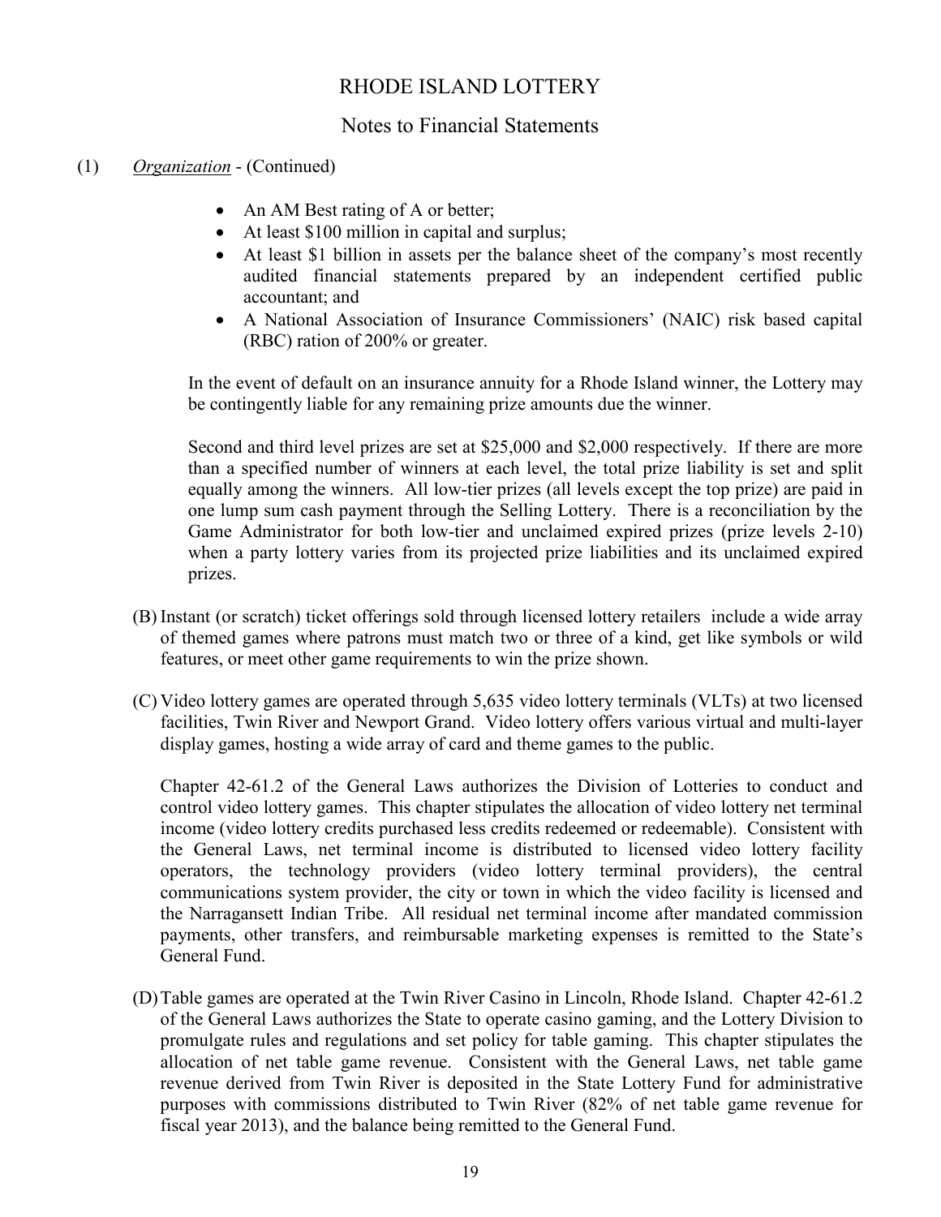# RHODE ISLAND LOTTERY

## Notes to Financial Statements

(1) *Organization* - (Continued)

- An AM Best rating of A or better;
- At least $100 million in capital and surplus;
- At least $1 billion in assets per the balance sheet of the company's most recently audited financial statements prepared by an independent certified public accountant; and
- A National Association of Insurance Commissioners' (NAIC) risk based capital (RBC) ration of 200% or greater.

In the event of default on an insurance annuity for a Rhode Island winner, the Lottery may be contingently liable for any remaining prize amounts due the winner.

Second and third level prizes are set at $25,000 and $2,000 respectively. If there are more than a specified number of winners at each level, the total prize liability is set and split equally among the winners. All low-tier prizes (all levels except the top prize) are paid in one lump sum cash payment through the Selling Lottery. There is a reconciliation by the Game Administrator for both low-tier and unclaimed expired prizes (prize levels 2-10) when a party lottery varies from its projected prize liabilities and its unclaimed expired prizes.

(B) Instant (or scratch) ticket offerings sold through licensed lottery retailers include a wide array of themed games where patrons must match two or three of a kind, get like symbols or wild features, or meet other game requirements to win the prize shown.

(C) Video lottery games are operated through 5,635 video lottery terminals (VLTs) at two licensed facilities, Twin River and Newport Grand. Video lottery offers various virtual and multi-layer display games, hosting a wide array of card and theme games to the public.

Chapter 42-61.2 of the General Laws authorizes the Division of Lotteries to conduct and control video lottery games. This chapter stipulates the allocation of video lottery net terminal income (video lottery credits purchased less credits redeemed or redeemable). Consistent with the General Laws, net terminal income is distributed to licensed video lottery facility operators, the technology providers (video lottery terminal providers), the central communications system provider, the city or town in which the video facility is licensed and the Narragansett Indian Tribe. All residual net terminal income after mandated commission payments, other transfers, and reimbursable marketing expenses is remitted to the State's General Fund.

(D) Table games are operated at the Twin River Casino in Lincoln, Rhode Island. Chapter 42-61.2 of the General Laws authorizes the State to operate casino gaming, and the Lottery Division to promulgate rules and regulations and set policy for table gaming. This chapter stipulates the allocation of net table game revenue. Consistent with the General Laws, net table game revenue derived from Twin River is deposited in the State Lottery Fund for administrative purposes with commissions distributed to Twin River (82% of net table game revenue for fiscal year 2013), and the balance being remitted to the General Fund.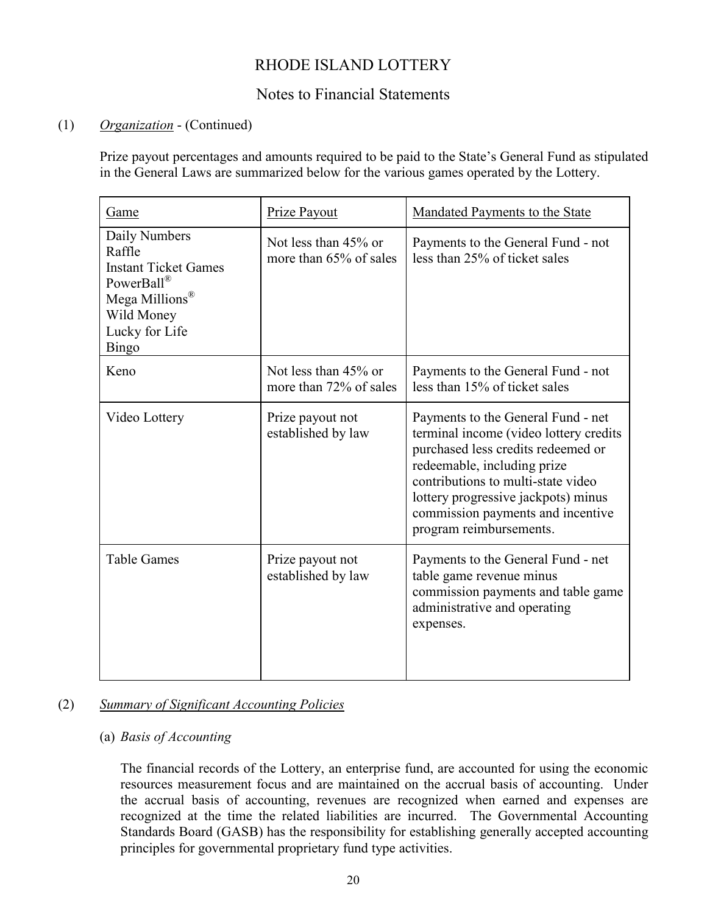# RHODE ISLAND LOTTERY

## Notes to Financial Statements

(1) *Organization* - (Continued)

Prize payout percentages and amounts required to be paid to the State's General Fund as stipulated in the General Laws are summarized below for the various games operated by the Lottery.

| Game | Prize Payout | Mandated Payments to the State |
|---|---|---|
| Daily Numbers<br>Raffle<br>Instant Ticket Games<br>PowerBall®<br>Mega Millions®<br>Wild Money<br>Lucky for Life<br>Bingo | Not less than 45% or more than 65% of sales | Payments to the General Fund - not less than 25% of ticket sales |
| Keno | Not less than 45% or more than 72% of sales | Payments to the General Fund - not less than 15% of ticket sales |
| Video Lottery | Prize payout not established by law | Payments to the General Fund - net terminal income (video lottery credits purchased less credits redeemed or redeemable, including prize contributions to multi-state video lottery progressive jackpots) minus commission payments and incentive program reimbursements. |
| Table Games | Prize payout not established by law | Payments to the General Fund - net table game revenue minus commission payments and table game administrative and operating expenses. |

(2) *Summary of Significant Accounting Policies*

(a) *Basis of Accounting*

The financial records of the Lottery, an enterprise fund, are accounted for using the economic resources measurement focus and are maintained on the accrual basis of accounting. Under the accrual basis of accounting, revenues are recognized when earned and expenses are recognized at the time the related liabilities are incurred. The Governmental Accounting Standards Board (GASB) has the responsibility for establishing generally accepted accounting principles for governmental proprietary fund type activities.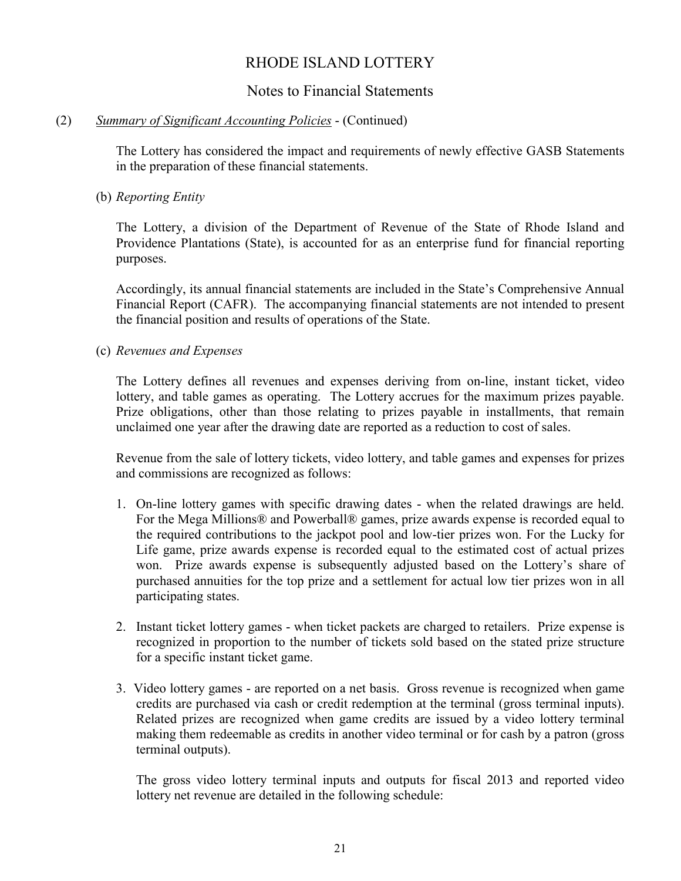# RHODE ISLAND LOTTERY

## Notes to Financial Statements

(2) *Summary of Significant Accounting Policies* - (Continued)

The Lottery has considered the impact and requirements of newly effective GASB Statements in the preparation of these financial statements.

(b) *Reporting Entity*

The Lottery, a division of the Department of Revenue of the State of Rhode Island and Providence Plantations (State), is accounted for as an enterprise fund for financial reporting purposes.

Accordingly, its annual financial statements are included in the State's Comprehensive Annual Financial Report (CAFR). The accompanying financial statements are not intended to present the financial position and results of operations of the State.

(c) *Revenues and Expenses*

The Lottery defines all revenues and expenses deriving from on-line, instant ticket, video lottery, and table games as operating. The Lottery accrues for the maximum prizes payable. Prize obligations, other than those relating to prizes payable in installments, that remain unclaimed one year after the drawing date are reported as a reduction to cost of sales.

Revenue from the sale of lottery tickets, video lottery, and table games and expenses for prizes and commissions are recognized as follows:

1. On-line lottery games with specific drawing dates - when the related drawings are held. For the Mega Millions® and Powerball® games, prize awards expense is recorded equal to the required contributions to the jackpot pool and low-tier prizes won. For the Lucky for Life game, prize awards expense is recorded equal to the estimated cost of actual prizes won. Prize awards expense is subsequently adjusted based on the Lottery's share of purchased annuities for the top prize and a settlement for actual low tier prizes won in all participating states.

2. Instant ticket lottery games - when ticket packets are charged to retailers. Prize expense is recognized in proportion to the number of tickets sold based on the stated prize structure for a specific instant ticket game.

3. Video lottery games - are reported on a net basis. Gross revenue is recognized when game credits are purchased via cash or credit redemption at the terminal (gross terminal inputs). Related prizes are recognized when game credits are issued by a video lottery terminal making them redeemable as credits in another video terminal or for cash by a patron (gross terminal outputs).

   The gross video lottery terminal inputs and outputs for fiscal 2013 and reported video lottery net revenue are detailed in the following schedule: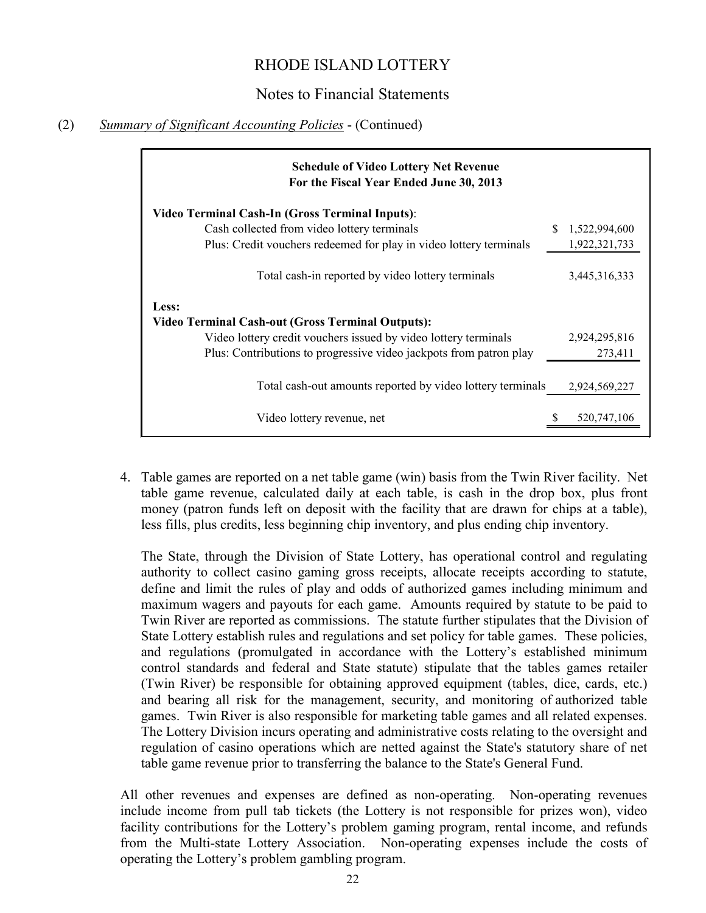# RHODE ISLAND LOTTERY

## Notes to Financial Statements

(2) *Summary of Significant Accounting Policies* - (Continued)

| **Schedule of Video Lottery Net Revenue For the Fiscal Year Ended June 30, 2013** | |
|---|---|
| **Video Terminal Cash-In (Gross Terminal Inputs)**: | |
| Cash collected from video lottery terminals | $ 1,522,994,600 |
| Plus: Credit vouchers redeemed for play in video lottery terminals | 1,922,321,733 |
| Total cash-in reported by video lottery terminals | 3,445,316,333 |
| **Less:** | |
| **Video Terminal Cash-out (Gross Terminal Outputs):** | |
| Video lottery credit vouchers issued by video lottery terminals | 2,924,295,816 |
| Plus: Contributions to progressive video jackpots from patron play | 273,411 |
| Total cash-out amounts reported by video lottery terminals | 2,924,569,227 |
| Video lottery revenue, net | $ 520,747,106 |

4. Table games are reported on a net table game (win) basis from the Twin River facility. Net table game revenue, calculated daily at each table, is cash in the drop box, plus front money (patron funds left on deposit with the facility that are drawn for chips at a table), less fills, plus credits, less beginning chip inventory, and plus ending chip inventory.

   The State, through the Division of State Lottery, has operational control and regulating authority to collect casino gaming gross receipts, allocate receipts according to statute, define and limit the rules of play and odds of authorized games including minimum and maximum wagers and payouts for each game. Amounts required by statute to be paid to Twin River are reported as commissions. The statute further stipulates that the Division of State Lottery establish rules and regulations and set policy for table games. These policies, and regulations (promulgated in accordance with the Lottery's established minimum control standards and federal and State statute) stipulate that the tables games retailer (Twin River) be responsible for obtaining approved equipment (tables, dice, cards, etc.) and bearing all risk for the management, security, and monitoring of authorized table games. Twin River is also responsible for marketing table games and all related expenses. The Lottery Division incurs operating and administrative costs relating to the oversight and regulation of casino operations which are netted against the State's statutory share of net table game revenue prior to transferring the balance to the State's General Fund.

All other revenues and expenses are defined as non-operating. Non-operating revenues include income from pull tab tickets (the Lottery is not responsible for prizes won), video facility contributions for the Lottery's problem gaming program, rental income, and refunds from the Multi-state Lottery Association. Non-operating expenses include the costs of operating the Lottery's problem gambling program.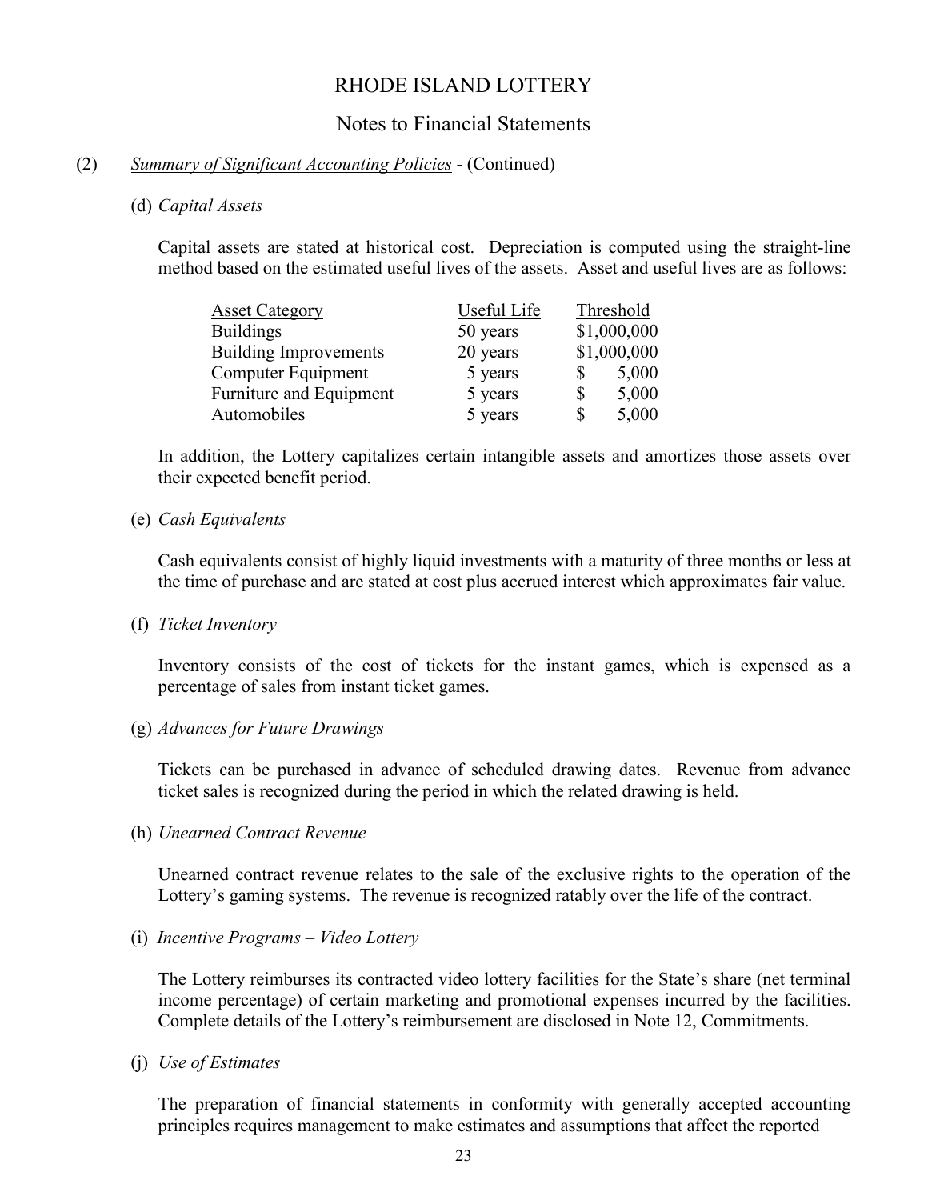# RHODE ISLAND LOTTERY

## Notes to Financial Statements

(2) *Summary of Significant Accounting Policies* - (Continued)

(d) *Capital Assets*

Capital assets are stated at historical cost. Depreciation is computed using the straight-line method based on the estimated useful lives of the assets. Asset and useful lives are as follows:

| Asset Category | Useful Life | Threshold |
|---|---|---|
| Buildings | 50 years | $1,000,000 |
| Building Improvements | 20 years | $1,000,000 |
| Computer Equipment | 5 years | $ 5,000 |
| Furniture and Equipment | 5 years | $ 5,000 |
| Automobiles | 5 years | $ 5,000 |

In addition, the Lottery capitalizes certain intangible assets and amortizes those assets over their expected benefit period.

(e) *Cash Equivalents*

Cash equivalents consist of highly liquid investments with a maturity of three months or less at the time of purchase and are stated at cost plus accrued interest which approximates fair value.

(f) *Ticket Inventory*

Inventory consists of the cost of tickets for the instant games, which is expensed as a percentage of sales from instant ticket games.

(g) *Advances for Future Drawings*

Tickets can be purchased in advance of scheduled drawing dates. Revenue from advance ticket sales is recognized during the period in which the related drawing is held.

(h) *Unearned Contract Revenue*

Unearned contract revenue relates to the sale of the exclusive rights to the operation of the Lottery's gaming systems. The revenue is recognized ratably over the life of the contract.

(i) *Incentive Programs – Video Lottery*

The Lottery reimburses its contracted video lottery facilities for the State's share (net terminal income percentage) of certain marketing and promotional expenses incurred by the facilities. Complete details of the Lottery's reimbursement are disclosed in Note 12, Commitments.

(j) *Use of Estimates*

The preparation of financial statements in conformity with generally accepted accounting principles requires management to make estimates and assumptions that affect the reported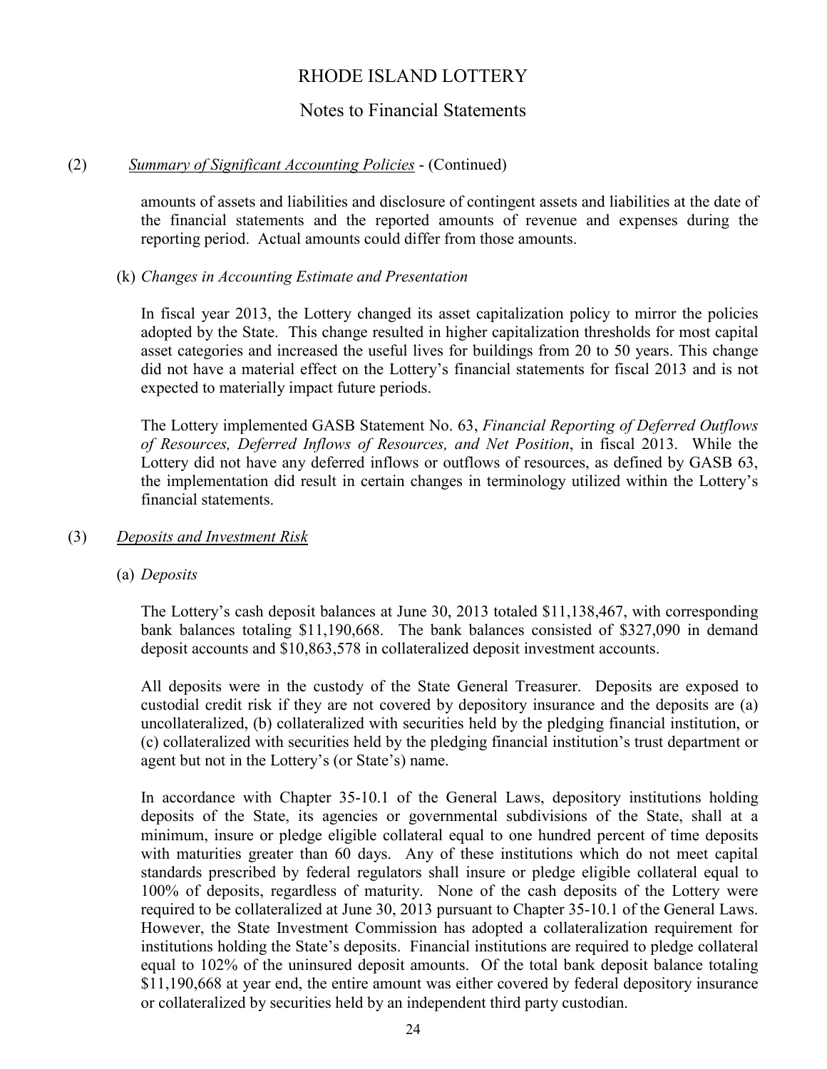# RHODE ISLAND LOTTERY

## Notes to Financial Statements

(2) *Summary of Significant Accounting Policies* - (Continued)

amounts of assets and liabilities and disclosure of contingent assets and liabilities at the date of the financial statements and the reported amounts of revenue and expenses during the reporting period. Actual amounts could differ from those amounts.

(k) *Changes in Accounting Estimate and Presentation*

In fiscal year 2013, the Lottery changed its asset capitalization policy to mirror the policies adopted by the State. This change resulted in higher capitalization thresholds for most capital asset categories and increased the useful lives for buildings from 20 to 50 years. This change did not have a material effect on the Lottery's financial statements for fiscal 2013 and is not expected to materially impact future periods.

The Lottery implemented GASB Statement No. 63, *Financial Reporting of Deferred Outflows of Resources, Deferred Inflows of Resources, and Net Position*, in fiscal 2013. While the Lottery did not have any deferred inflows or outflows of resources, as defined by GASB 63, the implementation did result in certain changes in terminology utilized within the Lottery's financial statements.

(3) *Deposits and Investment Risk*

(a) *Deposits*

The Lottery's cash deposit balances at June 30, 2013 totaled $11,138,467, with corresponding bank balances totaling $11,190,668. The bank balances consisted of $327,090 in demand deposit accounts and $10,863,578 in collateralized deposit investment accounts.

All deposits were in the custody of the State General Treasurer. Deposits are exposed to custodial credit risk if they are not covered by depository insurance and the deposits are (a) uncollateralized, (b) collateralized with securities held by the pledging financial institution, or (c) collateralized with securities held by the pledging financial institution's trust department or agent but not in the Lottery's (or State's) name.

In accordance with Chapter 35-10.1 of the General Laws, depository institutions holding deposits of the State, its agencies or governmental subdivisions of the State, shall at a minimum, insure or pledge eligible collateral equal to one hundred percent of time deposits with maturities greater than 60 days. Any of these institutions which do not meet capital standards prescribed by federal regulators shall insure or pledge eligible collateral equal to 100% of deposits, regardless of maturity. None of the cash deposits of the Lottery were required to be collateralized at June 30, 2013 pursuant to Chapter 35-10.1 of the General Laws. However, the State Investment Commission has adopted a collateralization requirement for institutions holding the State's deposits. Financial institutions are required to pledge collateral equal to 102% of the uninsured deposit amounts. Of the total bank deposit balance totaling $11,190,668 at year end, the entire amount was either covered by federal depository insurance or collateralized by securities held by an independent third party custodian.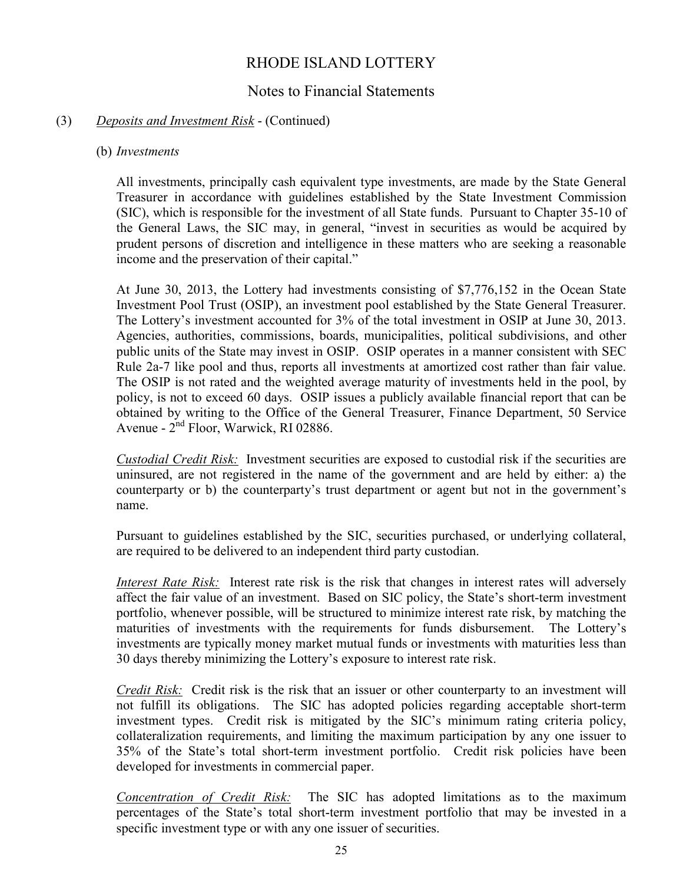# RHODE ISLAND LOTTERY

## Notes to Financial Statements

(3) *Deposits and Investment Risk* - (Continued)

(b) *Investments*

All investments, principally cash equivalent type investments, are made by the State General Treasurer in accordance with guidelines established by the State Investment Commission (SIC), which is responsible for the investment of all State funds. Pursuant to Chapter 35-10 of the General Laws, the SIC may, in general, "invest in securities as would be acquired by prudent persons of discretion and intelligence in these matters who are seeking a reasonable income and the preservation of their capital."

At June 30, 2013, the Lottery had investments consisting of $7,776,152 in the Ocean State Investment Pool Trust (OSIP), an investment pool established by the State General Treasurer. The Lottery's investment accounted for 3% of the total investment in OSIP at June 30, 2013. Agencies, authorities, commissions, boards, municipalities, political subdivisions, and other public units of the State may invest in OSIP. OSIP operates in a manner consistent with SEC Rule 2a-7 like pool and thus, reports all investments at amortized cost rather than fair value. The OSIP is not rated and the weighted average maturity of investments held in the pool, by policy, is not to exceed 60 days. OSIP issues a publicly available financial report that can be obtained by writing to the Office of the General Treasurer, Finance Department, 50 Service Avenue - 2nd Floor, Warwick, RI 02886.

*Custodial Credit Risk:* Investment securities are exposed to custodial risk if the securities are uninsured, are not registered in the name of the government and are held by either: a) the counterparty or b) the counterparty's trust department or agent but not in the government's name.

Pursuant to guidelines established by the SIC, securities purchased, or underlying collateral, are required to be delivered to an independent third party custodian.

*Interest Rate Risk:* Interest rate risk is the risk that changes in interest rates will adversely affect the fair value of an investment. Based on SIC policy, the State's short-term investment portfolio, whenever possible, will be structured to minimize interest rate risk, by matching the maturities of investments with the requirements for funds disbursement. The Lottery's investments are typically money market mutual funds or investments with maturities less than 30 days thereby minimizing the Lottery's exposure to interest rate risk.

*Credit Risk:* Credit risk is the risk that an issuer or other counterparty to an investment will not fulfill its obligations. The SIC has adopted policies regarding acceptable short-term investment types. Credit risk is mitigated by the SIC's minimum rating criteria policy, collateralization requirements, and limiting the maximum participation by any one issuer to 35% of the State's total short-term investment portfolio. Credit risk policies have been developed for investments in commercial paper.

*Concentration of Credit Risk:* The SIC has adopted limitations as to the maximum percentages of the State's total short-term investment portfolio that may be invested in a specific investment type or with any one issuer of securities.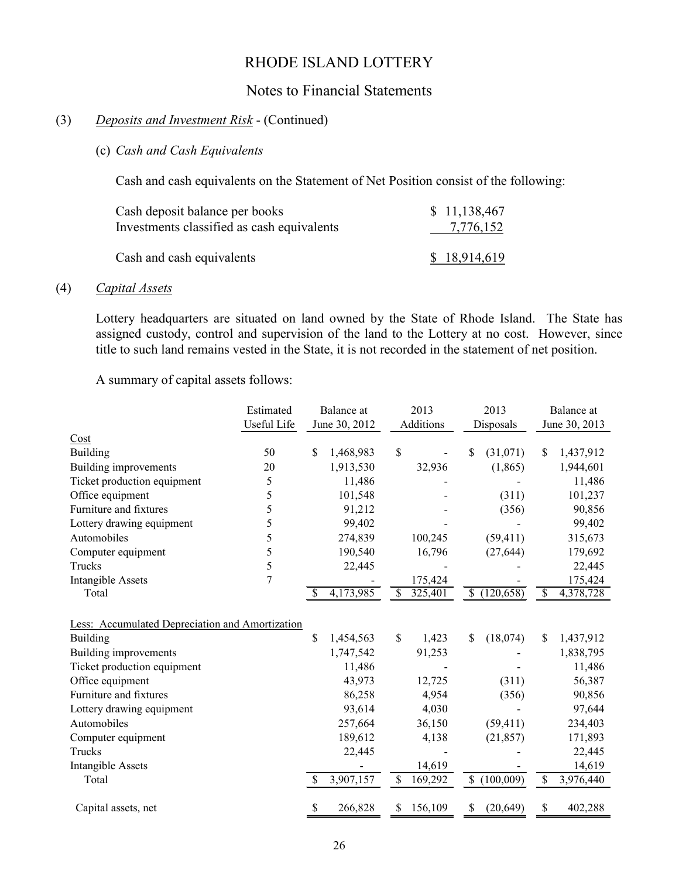# RHODE ISLAND LOTTERY

## Notes to Financial Statements

(3) *Deposits and Investment Risk* - (Continued)

(c) *Cash and Cash Equivalents*

Cash and cash equivalents on the Statement of Net Position consist of the following:

| | |
|---|---|
| Cash deposit balance per books | $ 11,138,467 |
| Investments classified as cash equivalents | 7,776,152 |
| Cash and cash equivalents | $ 18,914,619 |

(4) *Capital Assets*

Lottery headquarters are situated on land owned by the State of Rhode Island. The State has assigned custody, control and supervision of the land to the Lottery at no cost. However, since title to such land remains vested in the State, it is not recorded in the statement of net position.

A summary of capital assets follows:

| | Estimated Useful Life | Balance at June 30, 2012 | 2013 Additions | 2013 Disposals | Balance at June 30, 2013 |
|---|---|---|---|---|---|
| Cost | | | | | |
| Building | 50 | $ 1,468,983 | $ - | $ (31,071) | $ 1,437,912 |
| Building improvements | 20 | 1,913,530 | 32,936 | (1,865) | 1,944,601 |
| Ticket production equipment | 5 | 11,486 | - | - | 11,486 |
| Office equipment | 5 | 101,548 | - | (311) | 101,237 |
| Furniture and fixtures | 5 | 91,212 | - | (356) | 90,856 |
| Lottery drawing equipment | 5 | 99,402 | - | - | 99,402 |
| Automobiles | 5 | 274,839 | 100,245 | (59,411) | 315,673 |
| Computer equipment | 5 | 190,540 | 16,796 | (27,644) | 179,692 |
| Trucks | 5 | 22,445 | - | - | 22,445 |
| Intangible Assets | 7 | - | 175,424 | - | 175,424 |
| Total | | $ 4,173,985 | $ 325,401 | $ (120,658) | $ 4,378,728 |
| Less: Accumulated Depreciation and Amortization | | | | | |
| Building | | $ 1,454,563 | $ 1,423 | $ (18,074) | $ 1,437,912 |
| Building improvements | | 1,747,542 | 91,253 | - | 1,838,795 |
| Ticket production equipment | | 11,486 | - | - | 11,486 |
| Office equipment | | 43,973 | 12,725 | (311) | 56,387 |
| Furniture and fixtures | | 86,258 | 4,954 | (356) | 90,856 |
| Lottery drawing equipment | | 93,614 | 4,030 | - | 97,644 |
| Automobiles | | 257,664 | 36,150 | (59,411) | 234,403 |
| Computer equipment | | 189,612 | 4,138 | (21,857) | 171,893 |
| Trucks | | 22,445 | - | - | 22,445 |
| Intangible Assets | | - | 14,619 | - | 14,619 |
| Total | | $ 3,907,157 | $ 169,292 | $ (100,009) | $ 3,976,440 |
| Capital assets, net | | $ 266,828 | $ 156,109 | $ (20,649) | $ 402,288 |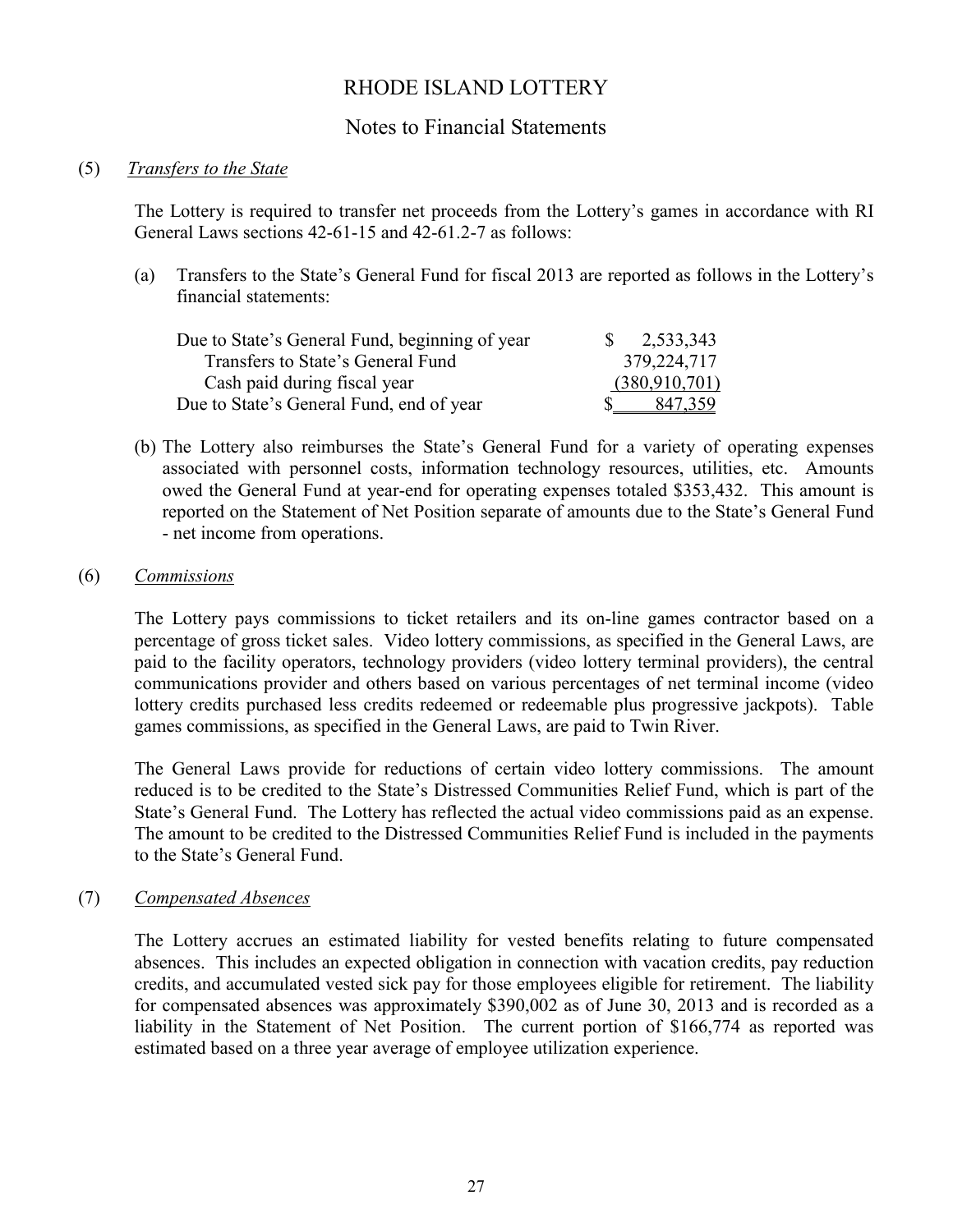# RHODE ISLAND LOTTERY

## Notes to Financial Statements

### (5) *Transfers to the State*

The Lottery is required to transfer net proceeds from the Lottery's games in accordance with RI General Laws sections 42-61-15 and 42-61.2-7 as follows:

(a) Transfers to the State's General Fund for fiscal 2013 are reported as follows in the Lottery's financial statements:

| | |
|---|---|
| Due to State's General Fund, beginning of year | $ 2,533,343 |
| Transfers to State's General Fund | 379,224,717 |
| Cash paid during fiscal year | (380,910,701) |
| Due to State's General Fund, end of year | $ 847,359 |

(b) The Lottery also reimburses the State's General Fund for a variety of operating expenses associated with personnel costs, information technology resources, utilities, etc. Amounts owed the General Fund at year-end for operating expenses totaled $353,432. This amount is reported on the Statement of Net Position separate of amounts due to the State's General Fund - net income from operations.

### (6) *Commissions*

The Lottery pays commissions to ticket retailers and its on-line games contractor based on a percentage of gross ticket sales. Video lottery commissions, as specified in the General Laws, are paid to the facility operators, technology providers (video lottery terminal providers), the central communications provider and others based on various percentages of net terminal income (video lottery credits purchased less credits redeemed or redeemable plus progressive jackpots). Table games commissions, as specified in the General Laws, are paid to Twin River.

The General Laws provide for reductions of certain video lottery commissions. The amount reduced is to be credited to the State's Distressed Communities Relief Fund, which is part of the State's General Fund. The Lottery has reflected the actual video commissions paid as an expense. The amount to be credited to the Distressed Communities Relief Fund is included in the payments to the State's General Fund.

### (7) *Compensated Absences*

The Lottery accrues an estimated liability for vested benefits relating to future compensated absences. This includes an expected obligation in connection with vacation credits, pay reduction credits, and accumulated vested sick pay for those employees eligible for retirement. The liability for compensated absences was approximately $390,002 as of June 30, 2013 and is recorded as a liability in the Statement of Net Position. The current portion of $166,774 as reported was estimated based on a three year average of employee utilization experience.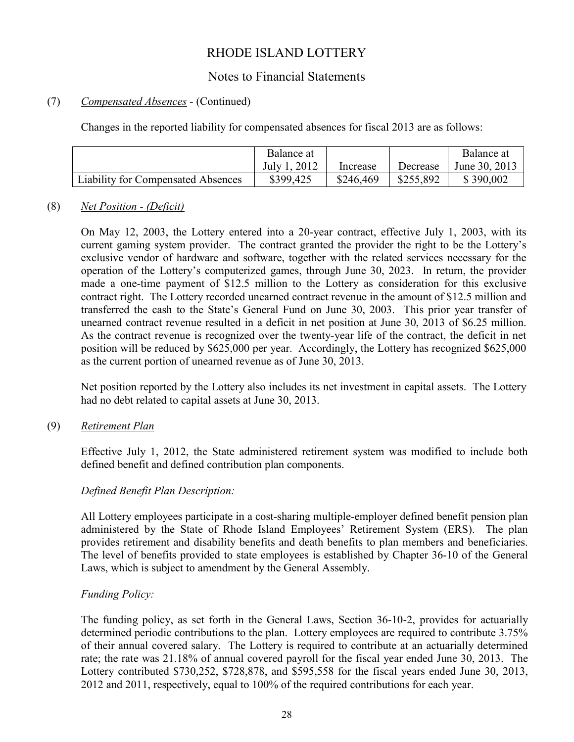# RHODE ISLAND LOTTERY

## Notes to Financial Statements

(7) *Compensated Absences* - (Continued)

Changes in the reported liability for compensated absences for fiscal 2013 are as follows:

| | Balance at July 1, 2012 | Increase | Decrease | Balance at June 30, 2013 |
|---|---|---|---|---|
| Liability for Compensated Absences | \$399,425 | \$246,469 | \$255,892 | \$ 390,002 |

(8) *Net Position - (Deficit)*

On May 12, 2003, the Lottery entered into a 20-year contract, effective July 1, 2003, with its current gaming system provider. The contract granted the provider the right to be the Lottery's exclusive vendor of hardware and software, together with the related services necessary for the operation of the Lottery's computerized games, through June 30, 2023. In return, the provider made a one-time payment of \$12.5 million to the Lottery as consideration for this exclusive contract right. The Lottery recorded unearned contract revenue in the amount of \$12.5 million and transferred the cash to the State's General Fund on June 30, 2003. This prior year transfer of unearned contract revenue resulted in a deficit in net position at June 30, 2013 of \$6.25 million. As the contract revenue is recognized over the twenty-year life of the contract, the deficit in net position will be reduced by \$625,000 per year. Accordingly, the Lottery has recognized \$625,000 as the current portion of unearned revenue as of June 30, 2013.

Net position reported by the Lottery also includes its net investment in capital assets. The Lottery had no debt related to capital assets at June 30, 2013.

(9) *Retirement Plan*

Effective July 1, 2012, the State administered retirement system was modified to include both defined benefit and defined contribution plan components.

*Defined Benefit Plan Description:*

All Lottery employees participate in a cost-sharing multiple-employer defined benefit pension plan administered by the State of Rhode Island Employees' Retirement System (ERS). The plan provides retirement and disability benefits and death benefits to plan members and beneficiaries. The level of benefits provided to state employees is established by Chapter 36-10 of the General Laws, which is subject to amendment by the General Assembly.

*Funding Policy:*

The funding policy, as set forth in the General Laws, Section 36-10-2, provides for actuarially determined periodic contributions to the plan. Lottery employees are required to contribute 3.75% of their annual covered salary. The Lottery is required to contribute at an actuarially determined rate; the rate was 21.18% of annual covered payroll for the fiscal year ended June 30, 2013. The Lottery contributed \$730,252, \$728,878, and \$595,558 for the fiscal years ended June 30, 2013, 2012 and 2011, respectively, equal to 100% of the required contributions for each year.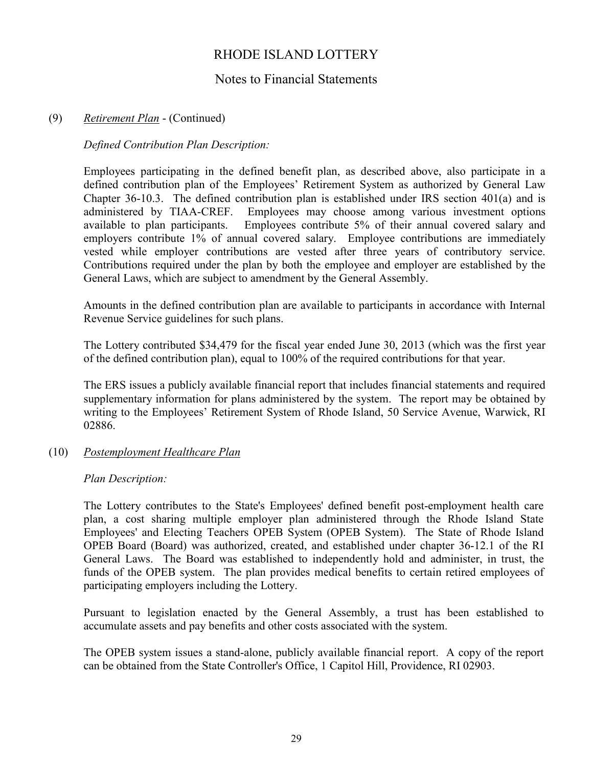## (9) *Retirement Plan* - (Continued)

*Defined Contribution Plan Description:*

Employees participating in the defined benefit plan, as described above, also participate in a defined contribution plan of the Employees' Retirement System as authorized by General Law Chapter 36-10.3. The defined contribution plan is established under IRS section 401(a) and is administered by TIAA-CREF. Employees may choose among various investment options available to plan participants. Employees contribute 5% of their annual covered salary and employers contribute 1% of annual covered salary. Employee contributions are immediately vested while employer contributions are vested after three years of contributory service. Contributions required under the plan by both the employee and employer are established by the General Laws, which are subject to amendment by the General Assembly.

Amounts in the defined contribution plan are available to participants in accordance with Internal Revenue Service guidelines for such plans.

The Lottery contributed $34,479 for the fiscal year ended June 30, 2013 (which was the first year of the defined contribution plan), equal to 100% of the required contributions for that year.

The ERS issues a publicly available financial report that includes financial statements and required supplementary information for plans administered by the system. The report may be obtained by writing to the Employees' Retirement System of Rhode Island, 50 Service Avenue, Warwick, RI 02886.

## (10) *Postemployment Healthcare Plan*

*Plan Description:*

The Lottery contributes to the State's Employees' defined benefit post-employment health care plan, a cost sharing multiple employer plan administered through the Rhode Island State Employees' and Electing Teachers OPEB System (OPEB System). The State of Rhode Island OPEB Board (Board) was authorized, created, and established under chapter 36-12.1 of the RI General Laws. The Board was established to independently hold and administer, in trust, the funds of the OPEB system. The plan provides medical benefits to certain retired employees of participating employers including the Lottery.

Pursuant to legislation enacted by the General Assembly, a trust has been established to accumulate assets and pay benefits and other costs associated with the system.

The OPEB system issues a stand-alone, publicly available financial report. A copy of the report can be obtained from the State Controller's Office, 1 Capitol Hill, Providence, RI 02903.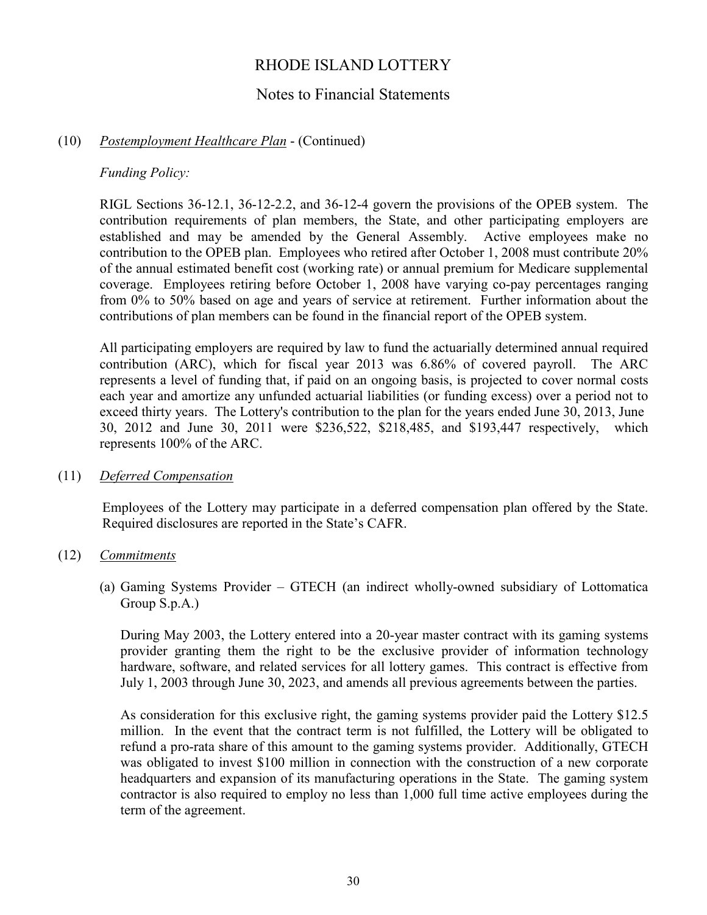# RHODE ISLAND LOTTERY

## Notes to Financial Statements

(10) *Postemployment Healthcare Plan* - (Continued)

*Funding Policy:*

RIGL Sections 36-12.1, 36-12-2.2, and 36-12-4 govern the provisions of the OPEB system. The contribution requirements of plan members, the State, and other participating employers are established and may be amended by the General Assembly. Active employees make no contribution to the OPEB plan. Employees who retired after October 1, 2008 must contribute 20% of the annual estimated benefit cost (working rate) or annual premium for Medicare supplemental coverage. Employees retiring before October 1, 2008 have varying co-pay percentages ranging from 0% to 50% based on age and years of service at retirement. Further information about the contributions of plan members can be found in the financial report of the OPEB system.

All participating employers are required by law to fund the actuarially determined annual required contribution (ARC), which for fiscal year 2013 was 6.86% of covered payroll. The ARC represents a level of funding that, if paid on an ongoing basis, is projected to cover normal costs each year and amortize any unfunded actuarial liabilities (or funding excess) over a period not to exceed thirty years. The Lottery's contribution to the plan for the years ended June 30, 2013, June 30, 2012 and June 30, 2011 were $236,522, $218,485, and $193,447 respectively, which represents 100% of the ARC.

(11) *Deferred Compensation*

Employees of the Lottery may participate in a deferred compensation plan offered by the State. Required disclosures are reported in the State's CAFR.

(12) *Commitments*

(a) Gaming Systems Provider – GTECH (an indirect wholly-owned subsidiary of Lottomatica Group S.p.A.)

During May 2003, the Lottery entered into a 20-year master contract with its gaming systems provider granting them the right to be the exclusive provider of information technology hardware, software, and related services for all lottery games. This contract is effective from July 1, 2003 through June 30, 2023, and amends all previous agreements between the parties.

As consideration for this exclusive right, the gaming systems provider paid the Lottery $12.5 million. In the event that the contract term is not fulfilled, the Lottery will be obligated to refund a pro-rata share of this amount to the gaming systems provider. Additionally, GTECH was obligated to invest $100 million in connection with the construction of a new corporate headquarters and expansion of its manufacturing operations in the State. The gaming system contractor is also required to employ no less than 1,000 full time active employees during the term of the agreement.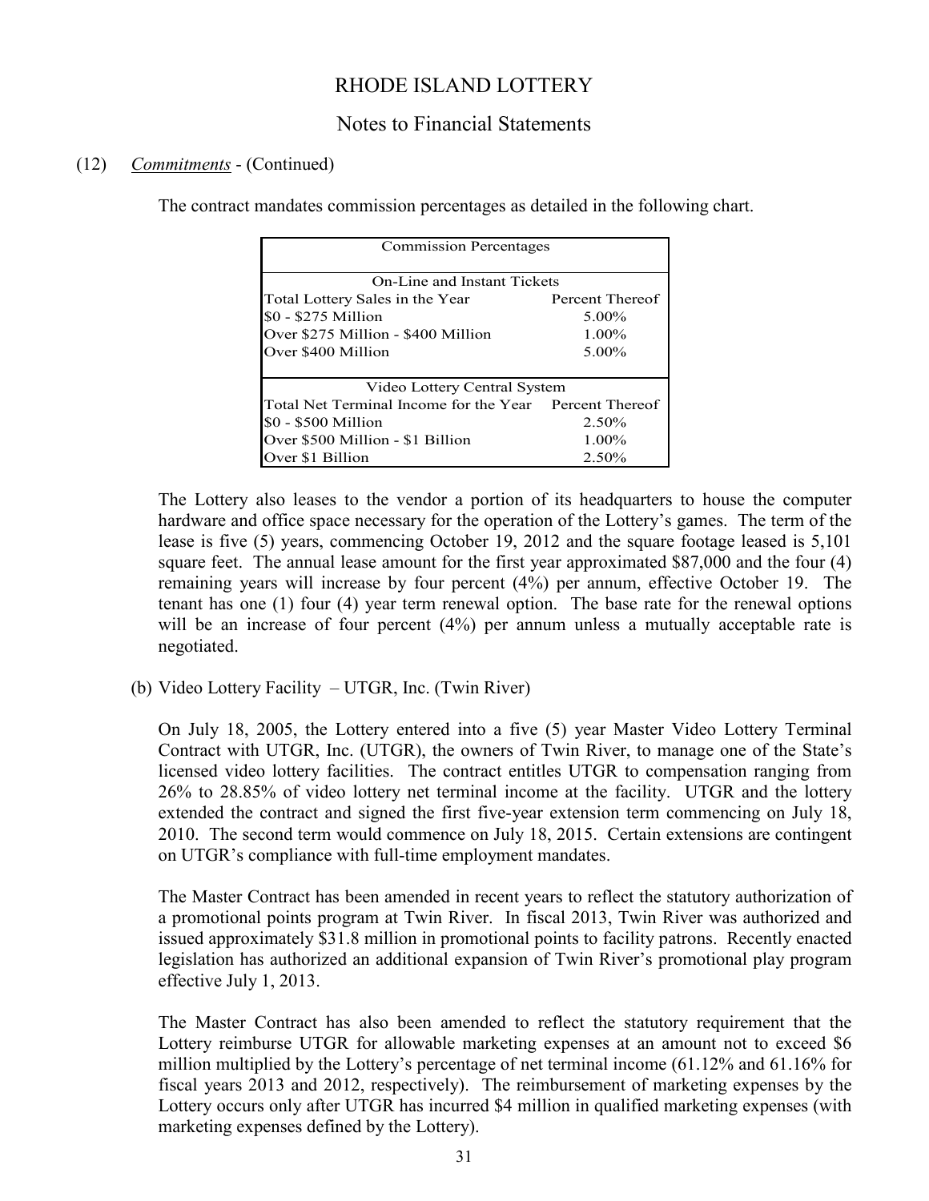# RHODE ISLAND LOTTERY

## Notes to Financial Statements

(12) *Commitments* - (Continued)

The contract mandates commission percentages as detailed in the following chart.

| Commission Percentages | |
|---|---|
| On-Line and Instant Tickets | |
| Total Lottery Sales in the Year | Percent Thereof |
| $0 - $275 Million | 5.00% |
| Over $275 Million - $400 Million | 1.00% |
| Over $400 Million | 5.00% |
| Video Lottery Central System | |
| Total Net Terminal Income for the Year | Percent Thereof |
| $0 - $500 Million | 2.50% |
| Over $500 Million - $1 Billion | 1.00% |
| Over $1 Billion | 2.50% |

The Lottery also leases to the vendor a portion of its headquarters to house the computer hardware and office space necessary for the operation of the Lottery's games. The term of the lease is five (5) years, commencing October 19, 2012 and the square footage leased is 5,101 square feet. The annual lease amount for the first year approximated $87,000 and the four (4) remaining years will increase by four percent (4%) per annum, effective October 19. The tenant has one (1) four (4) year term renewal option. The base rate for the renewal options will be an increase of four percent (4%) per annum unless a mutually acceptable rate is negotiated.

(b) Video Lottery Facility – UTGR, Inc. (Twin River)

On July 18, 2005, the Lottery entered into a five (5) year Master Video Lottery Terminal Contract with UTGR, Inc. (UTGR), the owners of Twin River, to manage one of the State's licensed video lottery facilities. The contract entitles UTGR to compensation ranging from 26% to 28.85% of video lottery net terminal income at the facility. UTGR and the lottery extended the contract and signed the first five-year extension term commencing on July 18, 2010. The second term would commence on July 18, 2015. Certain extensions are contingent on UTGR's compliance with full-time employment mandates.

The Master Contract has been amended in recent years to reflect the statutory authorization of a promotional points program at Twin River. In fiscal 2013, Twin River was authorized and issued approximately $31.8 million in promotional points to facility patrons. Recently enacted legislation has authorized an additional expansion of Twin River's promotional play program effective July 1, 2013.

The Master Contract has also been amended to reflect the statutory requirement that the Lottery reimburse UTGR for allowable marketing expenses at an amount not to exceed $6 million multiplied by the Lottery's percentage of net terminal income (61.12% and 61.16% for fiscal years 2013 and 2012, respectively). The reimbursement of marketing expenses by the Lottery occurs only after UTGR has incurred $4 million in qualified marketing expenses (with marketing expenses defined by the Lottery).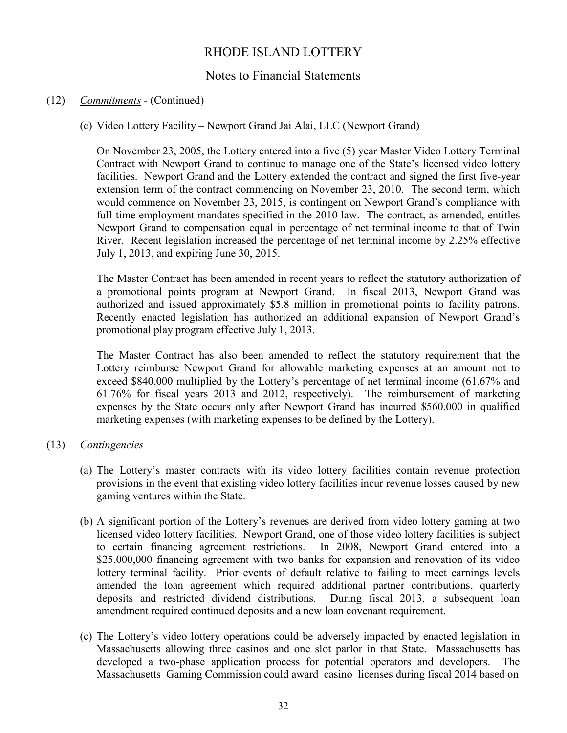# RHODE ISLAND LOTTERY

## Notes to Financial Statements

(12) *Commitments* - (Continued)

(c) Video Lottery Facility – Newport Grand Jai Alai, LLC (Newport Grand)

On November 23, 2005, the Lottery entered into a five (5) year Master Video Lottery Terminal Contract with Newport Grand to continue to manage one of the State's licensed video lottery facilities. Newport Grand and the Lottery extended the contract and signed the first five-year extension term of the contract commencing on November 23, 2010. The second term, which would commence on November 23, 2015, is contingent on Newport Grand's compliance with full-time employment mandates specified in the 2010 law. The contract, as amended, entitles Newport Grand to compensation equal in percentage of net terminal income to that of Twin River. Recent legislation increased the percentage of net terminal income by 2.25% effective July 1, 2013, and expiring June 30, 2015.

The Master Contract has been amended in recent years to reflect the statutory authorization of a promotional points program at Newport Grand. In fiscal 2013, Newport Grand was authorized and issued approximately $5.8 million in promotional points to facility patrons. Recently enacted legislation has authorized an additional expansion of Newport Grand's promotional play program effective July 1, 2013.

The Master Contract has also been amended to reflect the statutory requirement that the Lottery reimburse Newport Grand for allowable marketing expenses at an amount not to exceed $840,000 multiplied by the Lottery's percentage of net terminal income (61.67% and 61.76% for fiscal years 2013 and 2012, respectively). The reimbursement of marketing expenses by the State occurs only after Newport Grand has incurred $560,000 in qualified marketing expenses (with marketing expenses to be defined by the Lottery).

(13) *Contingencies*

(a) The Lottery's master contracts with its video lottery facilities contain revenue protection provisions in the event that existing video lottery facilities incur revenue losses caused by new gaming ventures within the State.

(b) A significant portion of the Lottery's revenues are derived from video lottery gaming at two licensed video lottery facilities. Newport Grand, one of those video lottery facilities is subject to certain financing agreement restrictions. In 2008, Newport Grand entered into a $25,000,000 financing agreement with two banks for expansion and renovation of its video lottery terminal facility. Prior events of default relative to failing to meet earnings levels amended the loan agreement which required additional partner contributions, quarterly deposits and restricted dividend distributions. During fiscal 2013, a subsequent loan amendment required continued deposits and a new loan covenant requirement.

(c) The Lottery's video lottery operations could be adversely impacted by enacted legislation in Massachusetts allowing three casinos and one slot parlor in that State. Massachusetts has developed a two-phase application process for potential operators and developers. The Massachusetts Gaming Commission could award casino licenses during fiscal 2014 based on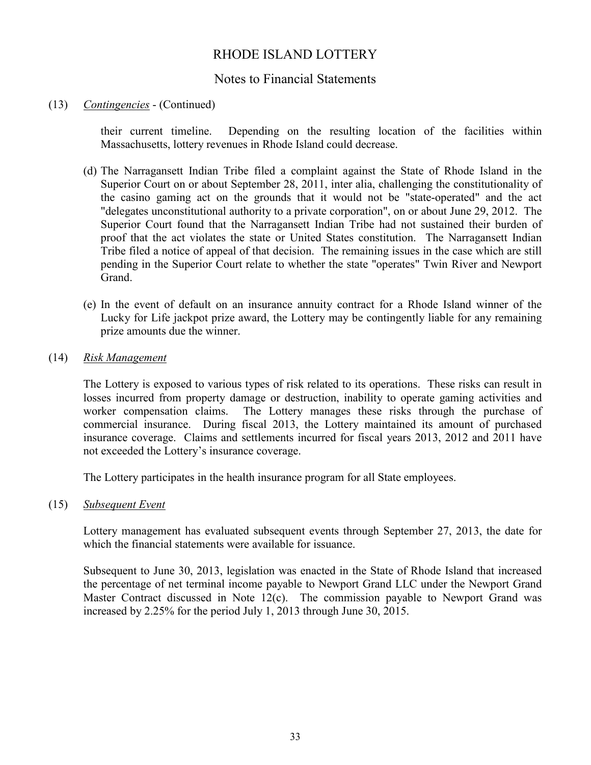## (13) *Contingencies* - (Continued)

their current timeline. Depending on the resulting location of the facilities within Massachusetts, lottery revenues in Rhode Island could decrease.

(d) The Narragansett Indian Tribe filed a complaint against the State of Rhode Island in the Superior Court on or about September 28, 2011, inter alia, challenging the constitutionality of the casino gaming act on the grounds that it would not be "state-operated" and the act "delegates unconstitutional authority to a private corporation", on or about June 29, 2012. The Superior Court found that the Narragansett Indian Tribe had not sustained their burden of proof that the act violates the state or United States constitution. The Narragansett Indian Tribe filed a notice of appeal of that decision. The remaining issues in the case which are still pending in the Superior Court relate to whether the state "operates" Twin River and Newport Grand.

(e) In the event of default on an insurance annuity contract for a Rhode Island winner of the Lucky for Life jackpot prize award, the Lottery may be contingently liable for any remaining prize amounts due the winner.

## (14) *Risk Management*

The Lottery is exposed to various types of risk related to its operations. These risks can result in losses incurred from property damage or destruction, inability to operate gaming activities and worker compensation claims. The Lottery manages these risks through the purchase of commercial insurance. During fiscal 2013, the Lottery maintained its amount of purchased insurance coverage. Claims and settlements incurred for fiscal years 2013, 2012 and 2011 have not exceeded the Lottery's insurance coverage.

The Lottery participates in the health insurance program for all State employees.

## (15) *Subsequent Event*

Lottery management has evaluated subsequent events through September 27, 2013, the date for which the financial statements were available for issuance.

Subsequent to June 30, 2013, legislation was enacted in the State of Rhode Island that increased the percentage of net terminal income payable to Newport Grand LLC under the Newport Grand Master Contract discussed in Note 12(c). The commission payable to Newport Grand was increased by 2.25% for the period July 1, 2013 through June 30, 2015.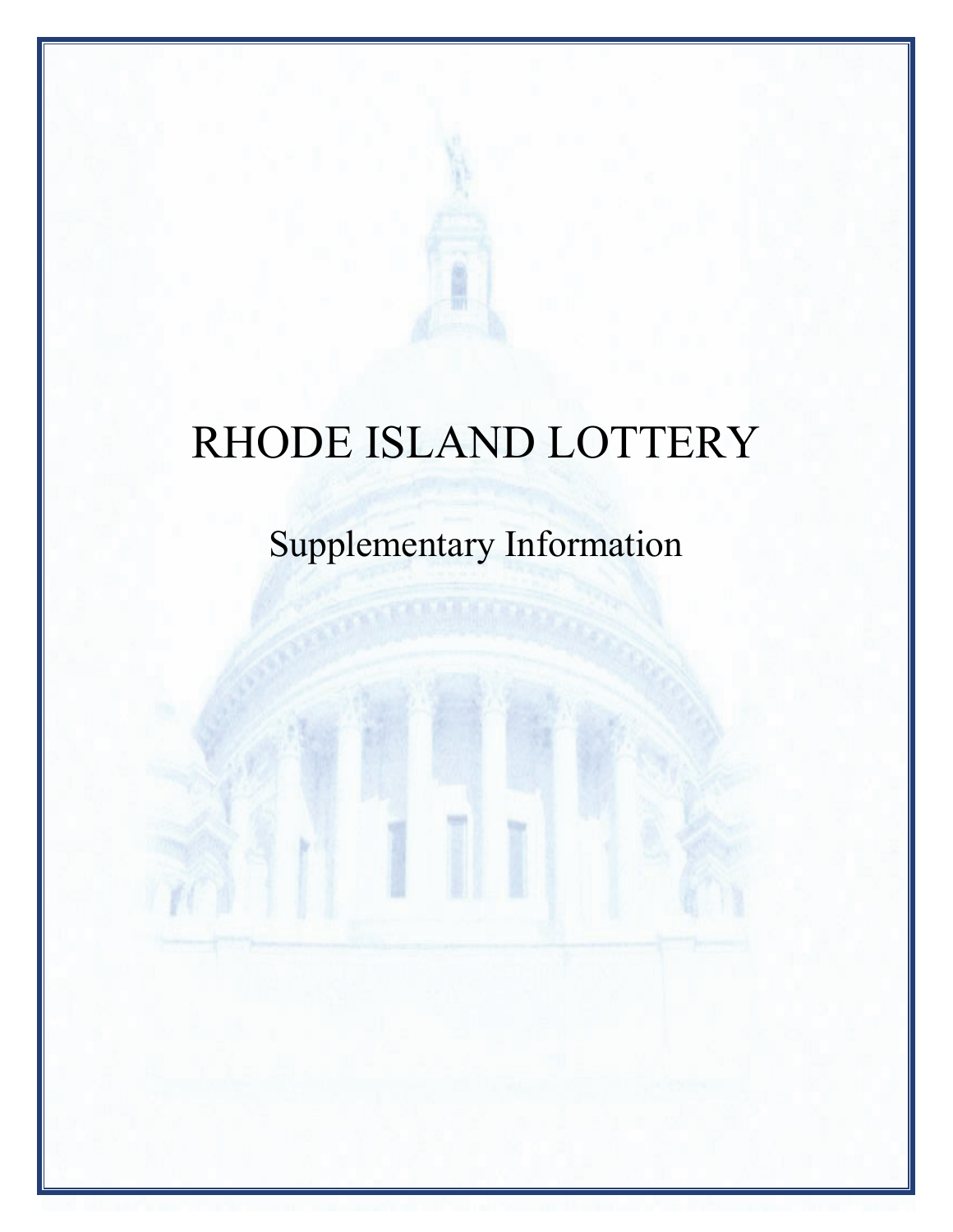# RHODE ISLAND LOTTERY

## Supplementary Information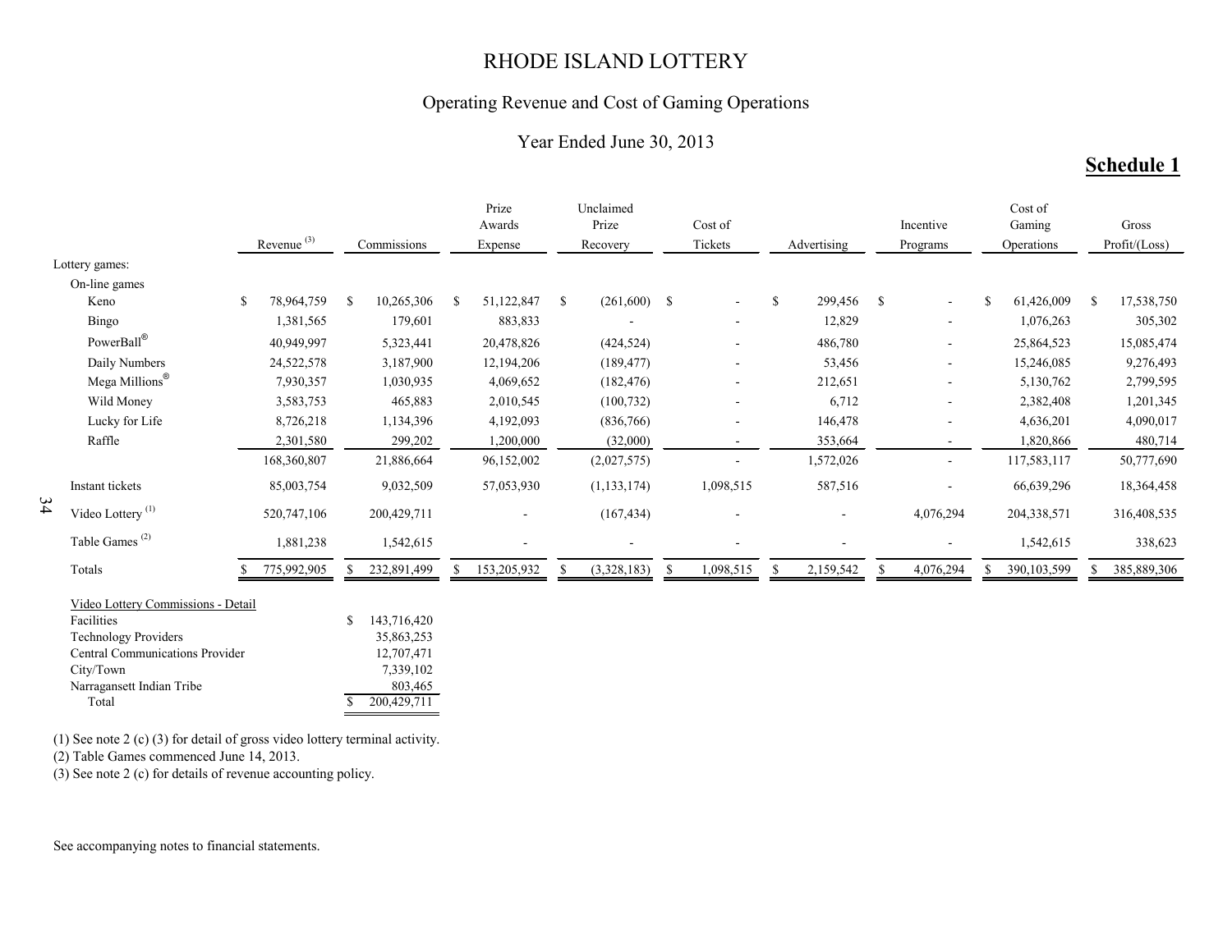# RHODE ISLAND LOTTERY

## Operating Revenue and Cost of Gaming Operations

### Year Ended June 30, 2013

**Schedule 1**

| | Revenue [3] | Commissions | Prize Awards Expense | Unclaimed Prize Recovery | Cost of Tickets | Advertising | Incentive Programs | Cost of Gaming Operations | Gross Profit/(Loss) |
|---|---|---|---|---|---|---|---|---|---|
| Lottery games: | | | | | | | | | |
| On-line games | | | | | | | | | |
| Keno | $ 78,964,759 | $ 10,265,306 | $ 51,122,847 | $ (261,600) | $ - | $ 299,456 | $ - | $ 61,426,009 | $ 17,538,750 |
| Bingo | 1,381,565 | 179,601 | 883,833 | - | - | 12,829 | - | 1,076,263 | 305,302 |
| PowerBall® | 40,949,997 | 5,323,441 | 20,478,826 | (424,524) | - | 486,780 | - | 25,864,523 | 15,085,474 |
| Daily Numbers | 24,522,578 | 3,187,900 | 12,194,206 | (189,477) | - | 53,456 | - | 15,246,085 | 9,276,493 |
| Mega Millions® | 7,930,357 | 1,030,935 | 4,069,652 | (182,476) | - | 212,651 | - | 5,130,762 | 2,799,595 |
| Wild Money | 3,583,753 | 465,883 | 2,010,545 | (100,732) | - | 6,712 | - | 2,382,408 | 1,201,345 |
| Lucky for Life | 8,726,218 | 1,134,396 | 4,192,093 | (836,766) | - | 146,478 | - | 4,636,201 | 4,090,017 |
| Raffle | 2,301,580 | 299,202 | 1,200,000 | (32,000) | - | 353,664 | - | 1,820,866 | 480,714 |
| | 168,360,807 | 21,886,664 | 96,152,002 | (2,027,575) | - | 1,572,026 | - | 117,583,117 | 50,777,690 |
| Instant tickets | 85,003,754 | 9,032,509 | 57,053,930 | (1,133,174) | 1,098,515 | 587,516 | - | 66,639,296 | 18,364,458 |
| Video Lottery [1] | 520,747,106 | 200,429,711 | - | (167,434) | - | - | 4,076,294 | 204,338,571 | 316,408,535 |
| Table Games [2] | 1,881,238 | 1,542,615 | - | - | - | - | - | 1,542,615 | 338,623 |
| Totals | $ 775,992,905 | $ 232,891,499 | $ 153,205,932 | $ (3,328,183) | $ 1,098,515 | $ 2,159,542 | $ 4,076,294 | $ 390,103,599 | $ 385,889,306 |

| Video Lottery Commissions - Detail | |
|---|---|
| Facilities | $ 143,716,420 |
| Technology Providers | 35,863,253 |
| Central Communications Provider | 12,707,471 |
| City/Town | 7,339,102 |
| Narragansett Indian Tribe | 803,465 |
| Total | $ 200,429,711 |

(1) See note 2 (c) (3) for detail of gross video lottery terminal activity.
(2) Table Games commenced June 14, 2013.
(3) See note 2 (c) for details of revenue accounting policy.

See accompanying notes to financial statements.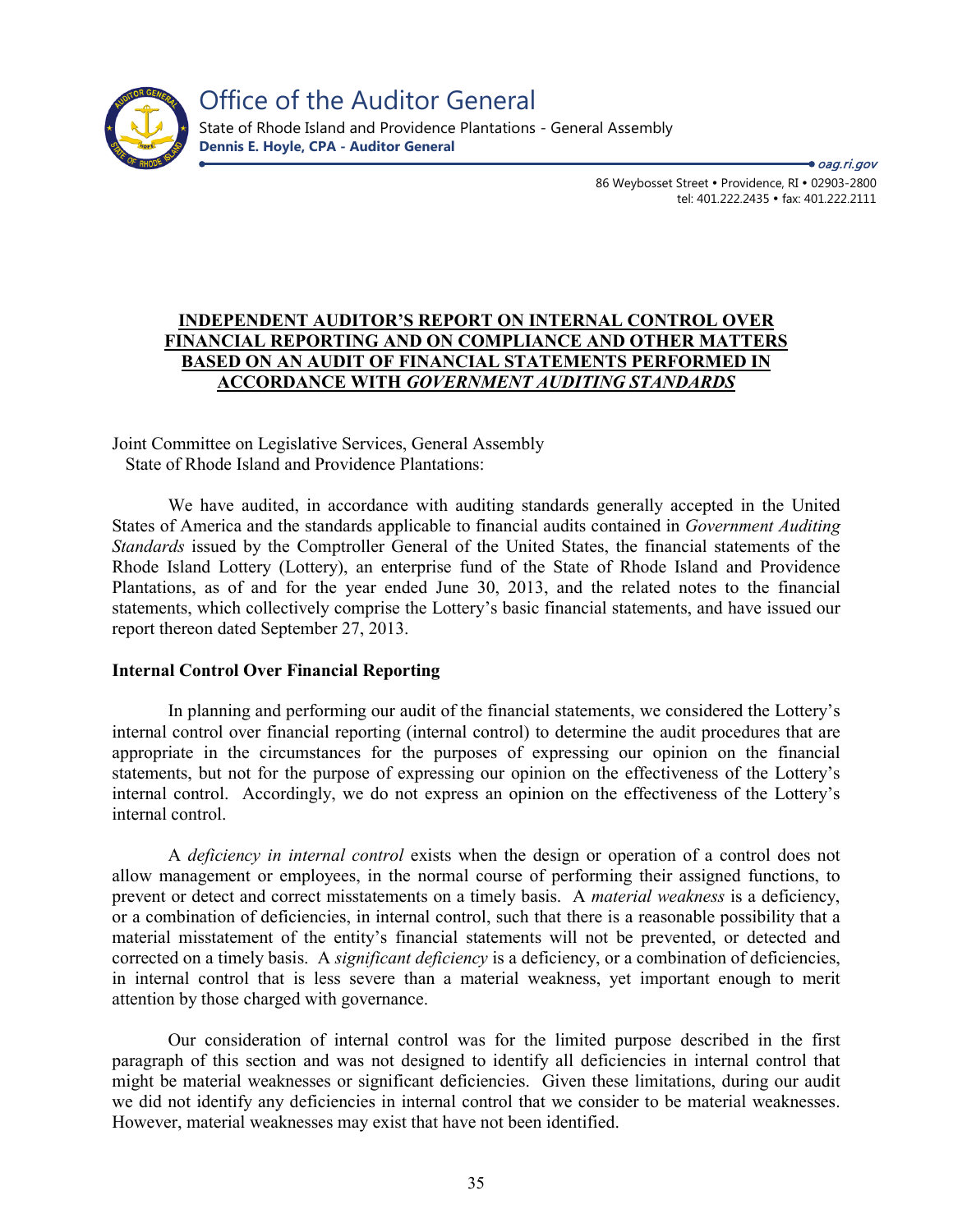Office of the Auditor General

State of Rhode Island and Providence Plantations - General Assembly

**Dennis E. Hoyle, CPA - Auditor General**

*oag.ri.gov*

86 Weybosset Street • Providence, RI • 02903-2800
tel: 401.222.2435 • fax: 401.222.2111

## INDEPENDENT AUDITOR'S REPORT ON INTERNAL CONTROL OVER FINANCIAL REPORTING AND ON COMPLIANCE AND OTHER MATTERS BASED ON AN AUDIT OF FINANCIAL STATEMENTS PERFORMED IN ACCORDANCE WITH *GOVERNMENT AUDITING STANDARDS*

Joint Committee on Legislative Services, General Assembly
State of Rhode Island and Providence Plantations:

We have audited, in accordance with auditing standards generally accepted in the United States of America and the standards applicable to financial audits contained in *Government Auditing Standards* issued by the Comptroller General of the United States, the financial statements of the Rhode Island Lottery (Lottery), an enterprise fund of the State of Rhode Island and Providence Plantations, as of and for the year ended June 30, 2013, and the related notes to the financial statements, which collectively comprise the Lottery's basic financial statements, and have issued our report thereon dated September 27, 2013.

**Internal Control Over Financial Reporting**

In planning and performing our audit of the financial statements, we considered the Lottery's internal control over financial reporting (internal control) to determine the audit procedures that are appropriate in the circumstances for the purposes of expressing our opinion on the financial statements, but not for the purpose of expressing our opinion on the effectiveness of the Lottery's internal control. Accordingly, we do not express an opinion on the effectiveness of the Lottery's internal control.

A *deficiency in internal control* exists when the design or operation of a control does not allow management or employees, in the normal course of performing their assigned functions, to prevent or detect and correct misstatements on a timely basis. A *material weakness* is a deficiency, or a combination of deficiencies, in internal control, such that there is a reasonable possibility that a material misstatement of the entity's financial statements will not be prevented, or detected and corrected on a timely basis. A *significant deficiency* is a deficiency, or a combination of deficiencies, in internal control that is less severe than a material weakness, yet important enough to merit attention by those charged with governance.

Our consideration of internal control was for the limited purpose described in the first paragraph of this section and was not designed to identify all deficiencies in internal control that might be material weaknesses or significant deficiencies. Given these limitations, during our audit we did not identify any deficiencies in internal control that we consider to be material weaknesses. However, material weaknesses may exist that have not been identified.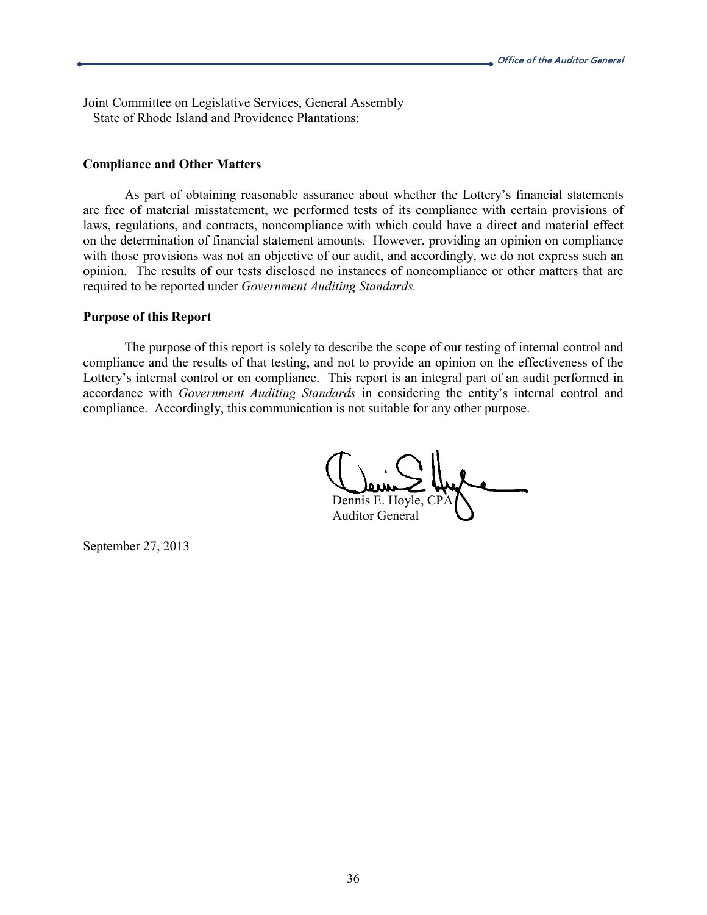Joint Committee on Legislative Services, General Assembly
State of Rhode Island and Providence Plantations:

**Compliance and Other Matters**

As part of obtaining reasonable assurance about whether the Lottery's financial statements are free of material misstatement, we performed tests of its compliance with certain provisions of laws, regulations, and contracts, noncompliance with which could have a direct and material effect on the determination of financial statement amounts. However, providing an opinion on compliance with those provisions was not an objective of our audit, and accordingly, we do not express such an opinion. The results of our tests disclosed no instances of noncompliance or other matters that are required to be reported under *Government Auditing Standards.*

**Purpose of this Report**

The purpose of this report is solely to describe the scope of our testing of internal control and compliance and the results of that testing, and not to provide an opinion on the effectiveness of the Lottery's internal control or on compliance. This report is an integral part of an audit performed in accordance with *Government Auditing Standards* in considering the entity's internal control and compliance. Accordingly, this communication is not suitable for any other purpose.

Dennis E. Hoyle, CPA
Auditor General

September 27, 2013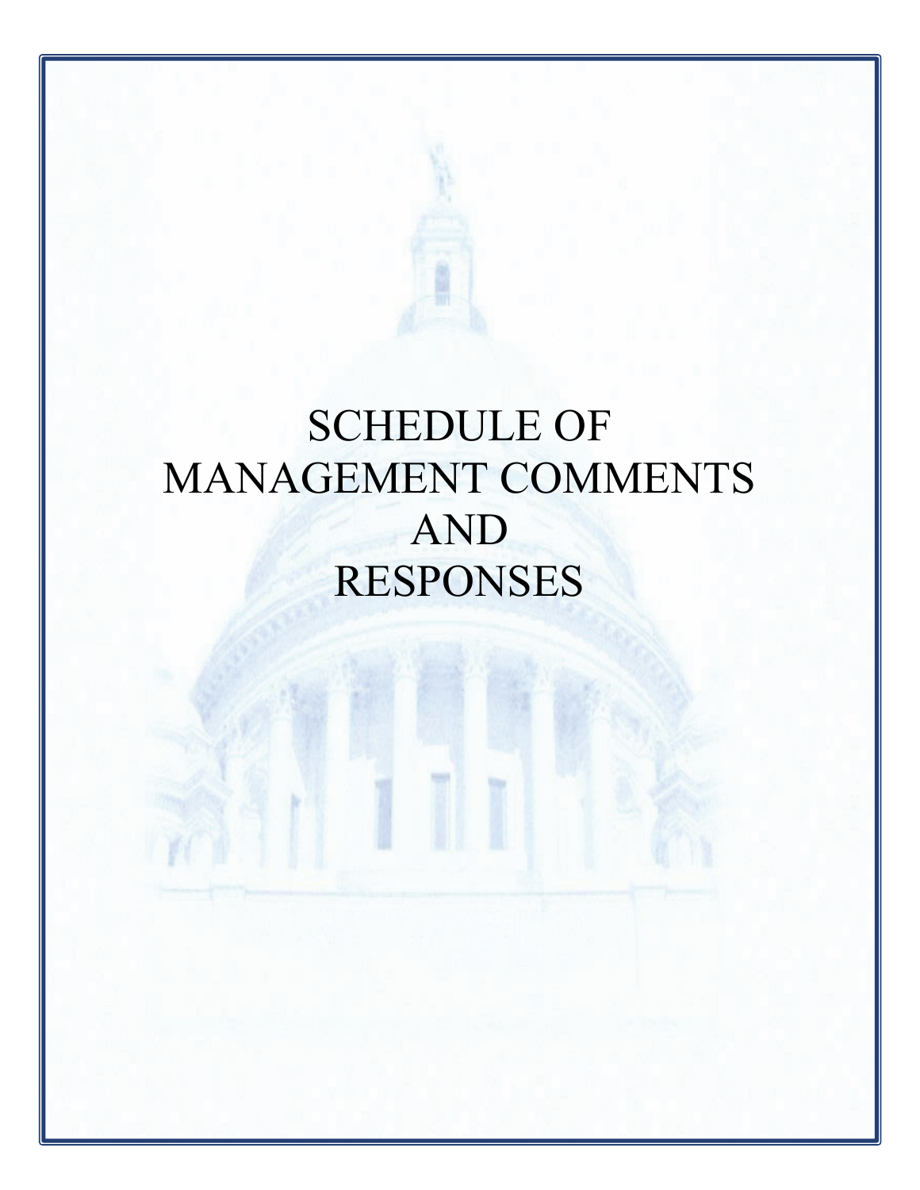# SCHEDULE OF MANAGEMENT COMMENTS AND RESPONSES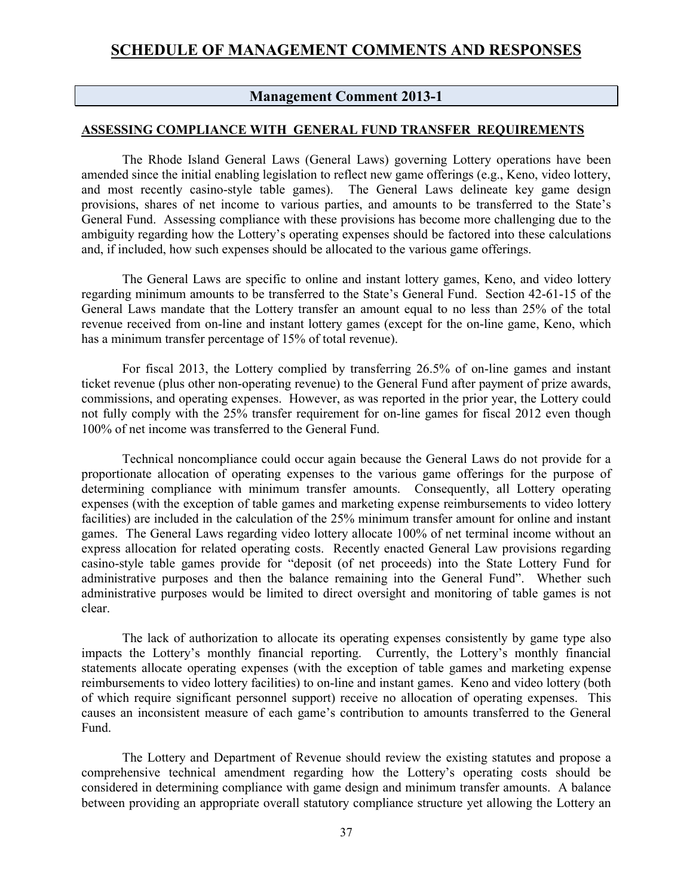# SCHEDULE OF MANAGEMENT COMMENTS AND RESPONSES

## Management Comment 2013-1

### ASSESSING COMPLIANCE WITH GENERAL FUND TRANSFER REQUIREMENTS

The Rhode Island General Laws (General Laws) governing Lottery operations have been amended since the initial enabling legislation to reflect new game offerings (e.g., Keno, video lottery, and most recently casino-style table games). The General Laws delineate key game design provisions, shares of net income to various parties, and amounts to be transferred to the State's General Fund. Assessing compliance with these provisions has become more challenging due to the ambiguity regarding how the Lottery's operating expenses should be factored into these calculations and, if included, how such expenses should be allocated to the various game offerings.

The General Laws are specific to online and instant lottery games, Keno, and video lottery regarding minimum amounts to be transferred to the State's General Fund. Section 42-61-15 of the General Laws mandate that the Lottery transfer an amount equal to no less than 25% of the total revenue received from on-line and instant lottery games (except for the on-line game, Keno, which has a minimum transfer percentage of 15% of total revenue).

For fiscal 2013, the Lottery complied by transferring 26.5% of on-line games and instant ticket revenue (plus other non-operating revenue) to the General Fund after payment of prize awards, commissions, and operating expenses. However, as was reported in the prior year, the Lottery could not fully comply with the 25% transfer requirement for on-line games for fiscal 2012 even though 100% of net income was transferred to the General Fund.

Technical noncompliance could occur again because the General Laws do not provide for a proportionate allocation of operating expenses to the various game offerings for the purpose of determining compliance with minimum transfer amounts. Consequently, all Lottery operating expenses (with the exception of table games and marketing expense reimbursements to video lottery facilities) are included in the calculation of the 25% minimum transfer amount for online and instant games. The General Laws regarding video lottery allocate 100% of net terminal income without an express allocation for related operating costs. Recently enacted General Law provisions regarding casino-style table games provide for "deposit (of net proceeds) into the State Lottery Fund for administrative purposes and then the balance remaining into the General Fund". Whether such administrative purposes would be limited to direct oversight and monitoring of table games is not clear.

The lack of authorization to allocate its operating expenses consistently by game type also impacts the Lottery's monthly financial reporting. Currently, the Lottery's monthly financial statements allocate operating expenses (with the exception of table games and marketing expense reimbursements to video lottery facilities) to on-line and instant games. Keno and video lottery (both of which require significant personnel support) receive no allocation of operating expenses. This causes an inconsistent measure of each game's contribution to amounts transferred to the General Fund.

The Lottery and Department of Revenue should review the existing statutes and propose a comprehensive technical amendment regarding how the Lottery's operating costs should be considered in determining compliance with game design and minimum transfer amounts. A balance between providing an appropriate overall statutory compliance structure yet allowing the Lottery an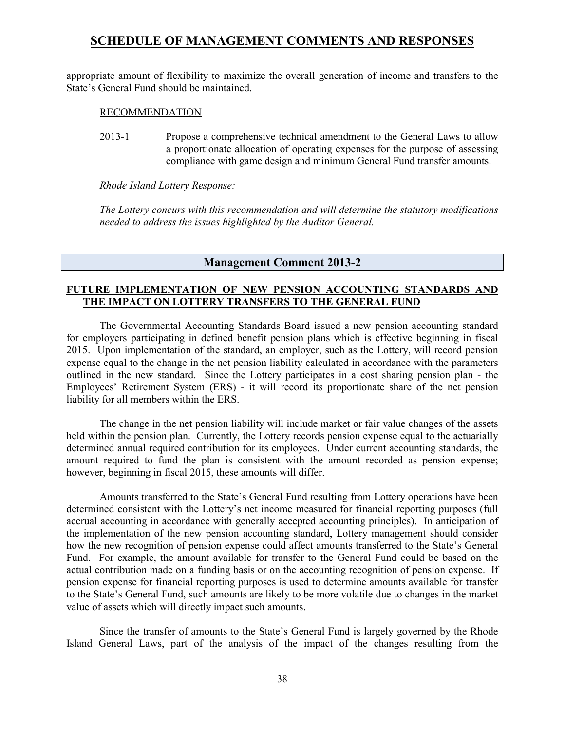appropriate amount of flexibility to maximize the overall generation of income and transfers to the State's General Fund should be maintained.

RECOMMENDATION

2013-1 Propose a comprehensive technical amendment to the General Laws to allow a proportionate allocation of operating expenses for the purpose of assessing compliance with game design and minimum General Fund transfer amounts.

*Rhode Island Lottery Response:*

*The Lottery concurs with this recommendation and will determine the statutory modifications needed to address the issues highlighted by the Auditor General.*

## Management Comment 2013-2

### FUTURE IMPLEMENTATION OF NEW PENSION ACCOUNTING STANDARDS AND THE IMPACT ON LOTTERY TRANSFERS TO THE GENERAL FUND

The Governmental Accounting Standards Board issued a new pension accounting standard for employers participating in defined benefit pension plans which is effective beginning in fiscal 2015. Upon implementation of the standard, an employer, such as the Lottery, will record pension expense equal to the change in the net pension liability calculated in accordance with the parameters outlined in the new standard. Since the Lottery participates in a cost sharing pension plan - the Employees' Retirement System (ERS) - it will record its proportionate share of the net pension liability for all members within the ERS.

The change in the net pension liability will include market or fair value changes of the assets held within the pension plan. Currently, the Lottery records pension expense equal to the actuarially determined annual required contribution for its employees. Under current accounting standards, the amount required to fund the plan is consistent with the amount recorded as pension expense; however, beginning in fiscal 2015, these amounts will differ.

Amounts transferred to the State's General Fund resulting from Lottery operations have been determined consistent with the Lottery's net income measured for financial reporting purposes (full accrual accounting in accordance with generally accepted accounting principles). In anticipation of the implementation of the new pension accounting standard, Lottery management should consider how the new recognition of pension expense could affect amounts transferred to the State's General Fund. For example, the amount available for transfer to the General Fund could be based on the actual contribution made on a funding basis or on the accounting recognition of pension expense. If pension expense for financial reporting purposes is used to determine amounts available for transfer to the State's General Fund, such amounts are likely to be more volatile due to changes in the market value of assets which will directly impact such amounts.

Since the transfer of amounts to the State's General Fund is largely governed by the Rhode Island General Laws, part of the analysis of the impact of the changes resulting from the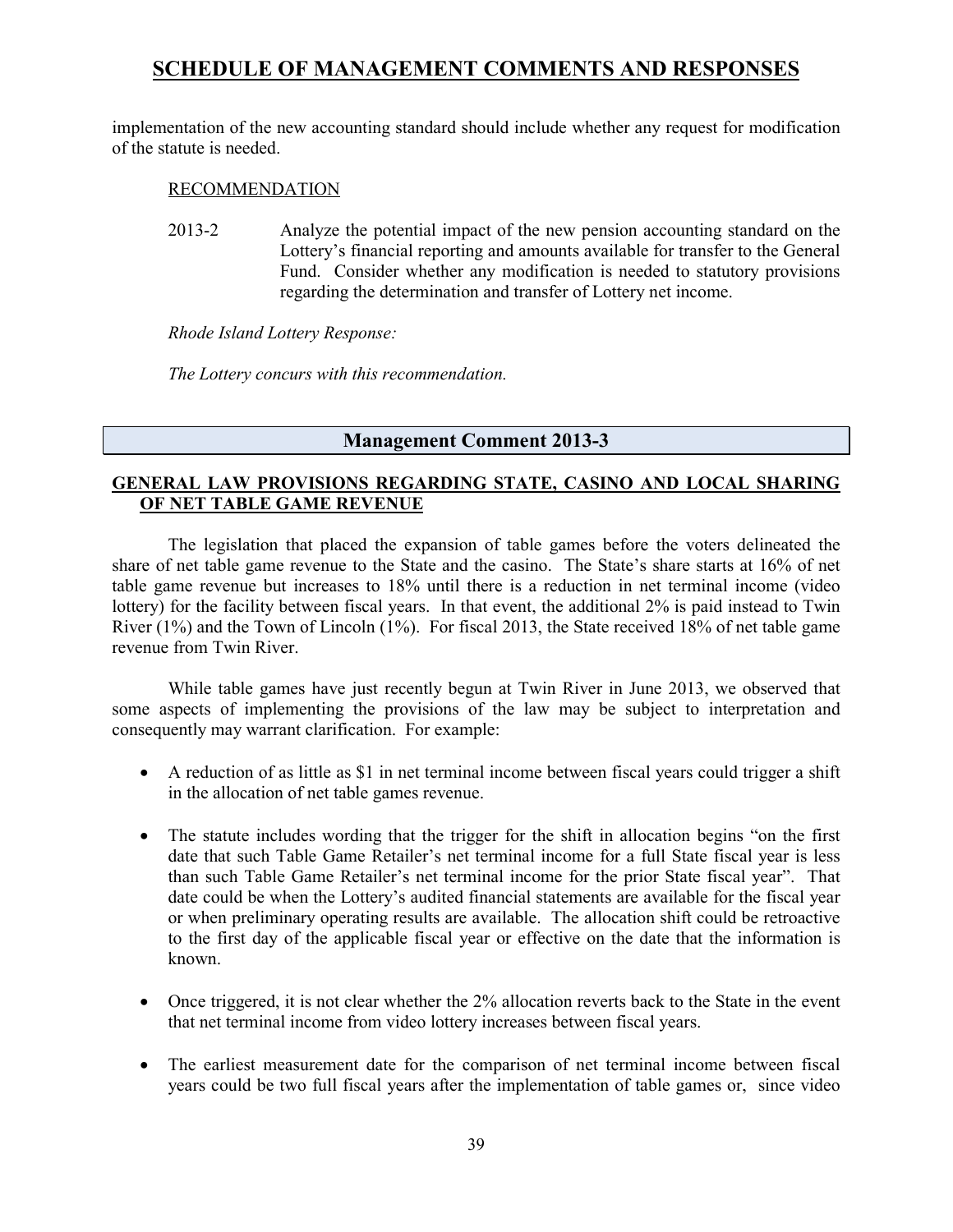# SCHEDULE OF MANAGEMENT COMMENTS AND RESPONSES

implementation of the new accounting standard should include whether any request for modification of the statute is needed.

RECOMMENDATION

2013-2 Analyze the potential impact of the new pension accounting standard on the Lottery's financial reporting and amounts available for transfer to the General Fund. Consider whether any modification is needed to statutory provisions regarding the determination and transfer of Lottery net income.

*Rhode Island Lottery Response:*

*The Lottery concurs with this recommendation.*

## Management Comment 2013-3

### GENERAL LAW PROVISIONS REGARDING STATE, CASINO AND LOCAL SHARING OF NET TABLE GAME REVENUE

The legislation that placed the expansion of table games before the voters delineated the share of net table game revenue to the State and the casino. The State's share starts at 16% of net table game revenue but increases to 18% until there is a reduction in net terminal income (video lottery) for the facility between fiscal years. In that event, the additional 2% is paid instead to Twin River (1%) and the Town of Lincoln (1%). For fiscal 2013, the State received 18% of net table game revenue from Twin River.

While table games have just recently begun at Twin River in June 2013, we observed that some aspects of implementing the provisions of the law may be subject to interpretation and consequently may warrant clarification. For example:

- A reduction of as little as $1 in net terminal income between fiscal years could trigger a shift in the allocation of net table games revenue.
- The statute includes wording that the trigger for the shift in allocation begins "on the first date that such Table Game Retailer's net terminal income for a full State fiscal year is less than such Table Game Retailer's net terminal income for the prior State fiscal year". That date could be when the Lottery's audited financial statements are available for the fiscal year or when preliminary operating results are available. The allocation shift could be retroactive to the first day of the applicable fiscal year or effective on the date that the information is known.
- Once triggered, it is not clear whether the 2% allocation reverts back to the State in the event that net terminal income from video lottery increases between fiscal years.
- The earliest measurement date for the comparison of net terminal income between fiscal years could be two full fiscal years after the implementation of table games or, since video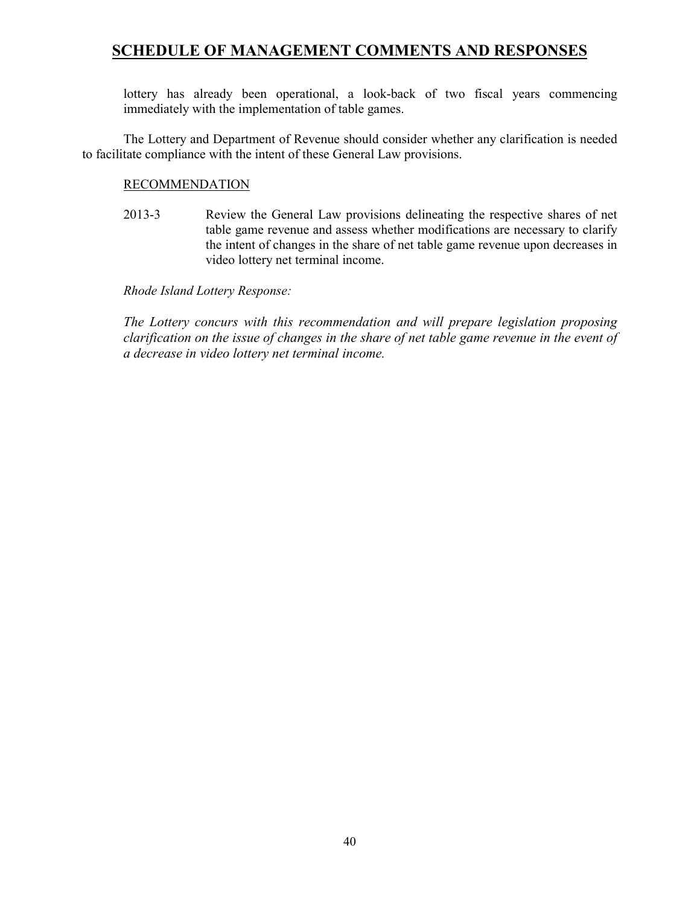## SCHEDULE OF MANAGEMENT COMMENTS AND RESPONSES

lottery has already been operational, a look-back of two fiscal years commencing immediately with the implementation of table games.

The Lottery and Department of Revenue should consider whether any clarification is needed to facilitate compliance with the intent of these General Law provisions.

RECOMMENDATION

2013-3 Review the General Law provisions delineating the respective shares of net table game revenue and assess whether modifications are necessary to clarify the intent of changes in the share of net table game revenue upon decreases in video lottery net terminal income.

*Rhode Island Lottery Response:*

*The Lottery concurs with this recommendation and will prepare legislation proposing clarification on the issue of changes in the share of net table game revenue in the event of a decrease in video lottery net terminal income.*